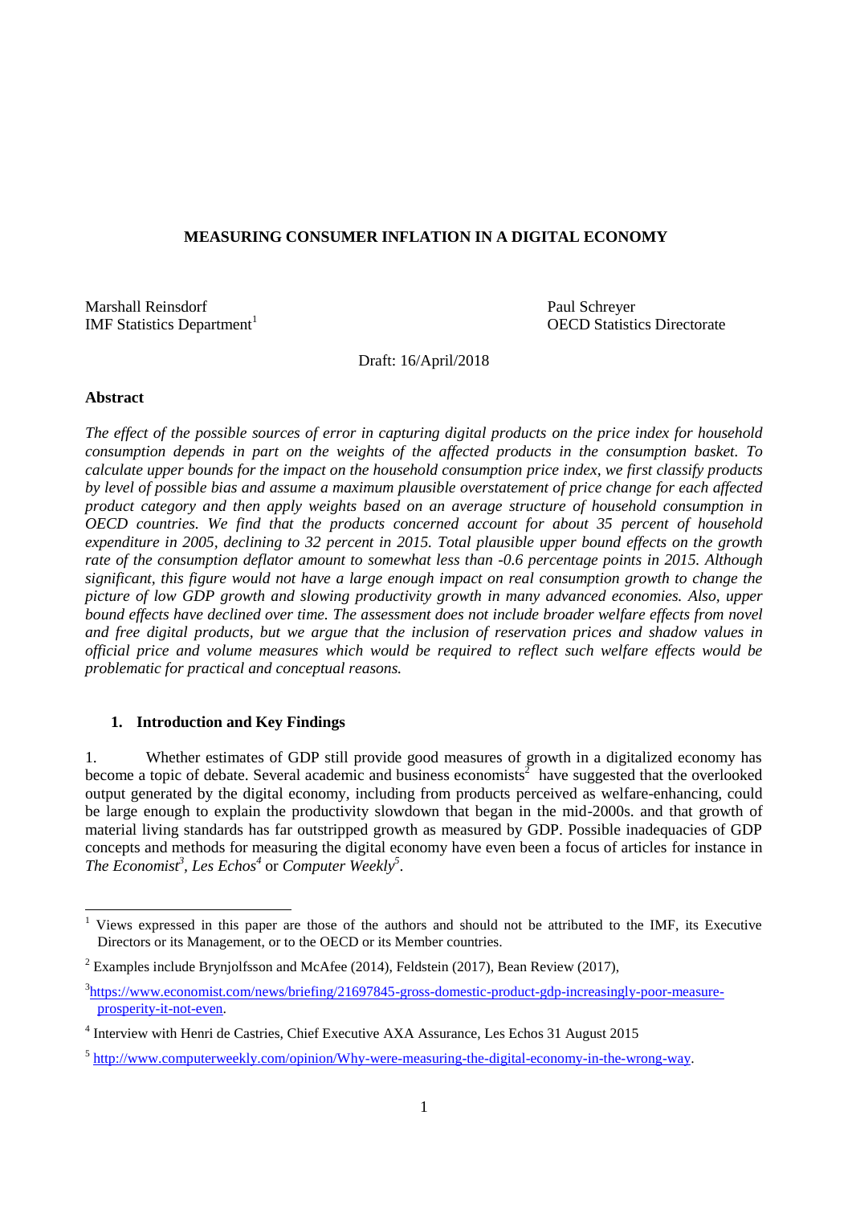# MEASURING CONSUMER INFLATION IN A DIGITAL ECONOMY

Marshall Reinsdorf
IMF Statistics Department[1]

Paul Schreyer
OECD Statistics Directorate

Draft: 16/April/2018

**Abstract**

*The effect of the possible sources of error in capturing digital products on the price index for household consumption depends in part on the weights of the affected products in the consumption basket. To calculate upper bounds for the impact on the household consumption price index, we first classify products by level of possible bias and assume a maximum plausible overstatement of price change for each affected product category and then apply weights based on an average structure of household consumption in OECD countries. We find that the products concerned account for about 35 percent of household expenditure in 2005, declining to 32 percent in 2015. Total plausible upper bound effects on the growth rate of the consumption deflator amount to somewhat less than -0.6 percentage points in 2015. Although significant, this figure would not have a large enough impact on real consumption growth to change the picture of low GDP growth and slowing productivity growth in many advanced economies. Also, upper bound effects have declined over time. The assessment does not include broader welfare effects from novel and free digital products, but we argue that the inclusion of reservation prices and shadow values in official price and volume measures which would be required to reflect such welfare effects would be problematic for practical and conceptual reasons.*

## 1. Introduction and Key Findings

1. Whether estimates of GDP still provide good measures of growth in a digitalized economy has become a topic of debate. Several academic and business economists[2] have suggested that the overlooked output generated by the digital economy, including from products perceived as welfare-enhancing, could be large enough to explain the productivity slowdown that began in the mid-2000s. and that growth of material living standards has far outstripped growth as measured by GDP. Possible inadequacies of GDP concepts and methods for measuring the digital economy have even been a focus of articles for instance in *The Economist*[3], *Les Echos*[4] or *Computer Weekly*[5].

---

[1] Views expressed in this paper are those of the authors and should not be attributed to the IMF, its Executive Directors or its Management, or to the OECD or its Member countries.

[2] Examples include Brynjolfsson and McAfee (2014), Feldstein (2017), Bean Review (2017),

[3] https://www.economist.com/news/briefing/21697845-gross-domestic-product-gdp-increasingly-poor-measure-prosperity-it-not-even.

[4] Interview with Henri de Castries, Chief Executive AXA Assurance, Les Echos 31 August 2015

[5] http://www.computerweekly.com/opinion/Why-were-measuring-the-digital-economy-in-the-wrong-way.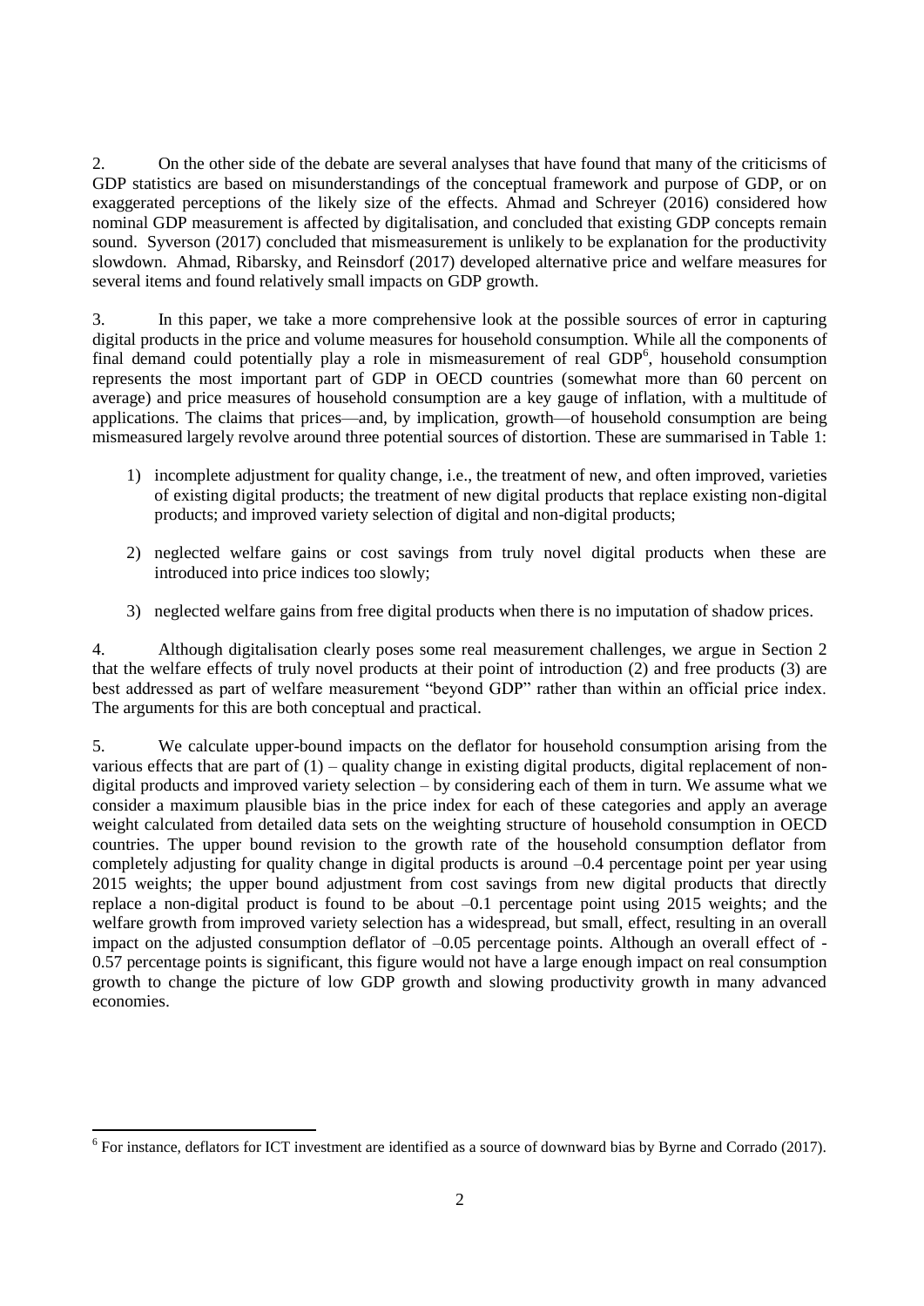2. On the other side of the debate are several analyses that have found that many of the criticisms of GDP statistics are based on misunderstandings of the conceptual framework and purpose of GDP, or on exaggerated perceptions of the likely size of the effects. Ahmad and Schreyer (2016) considered how nominal GDP measurement is affected by digitalisation, and concluded that existing GDP concepts remain sound. Syverson (2017) concluded that mismeasurement is unlikely to be explanation for the productivity slowdown. Ahmad, Ribarsky, and Reinsdorf (2017) developed alternative price and welfare measures for several items and found relatively small impacts on GDP growth.

3. In this paper, we take a more comprehensive look at the possible sources of error in capturing digital products in the price and volume measures for household consumption. While all the components of final demand could potentially play a role in mismeasurement of real GDP[6], household consumption represents the most important part of GDP in OECD countries (somewhat more than 60 percent on average) and price measures of household consumption are a key gauge of inflation, with a multitude of applications. The claims that prices—and, by implication, growth—of household consumption are being mismeasured largely revolve around three potential sources of distortion. These are summarised in Table 1:

1) incomplete adjustment for quality change, i.e., the treatment of new, and often improved, varieties of existing digital products; the treatment of new digital products that replace existing non-digital products; and improved variety selection of digital and non-digital products;

2) neglected welfare gains or cost savings from truly novel digital products when these are introduced into price indices too slowly;

3) neglected welfare gains from free digital products when there is no imputation of shadow prices.

4. Although digitalisation clearly poses some real measurement challenges, we argue in Section 2 that the welfare effects of truly novel products at their point of introduction (2) and free products (3) are best addressed as part of welfare measurement "beyond GDP" rather than within an official price index. The arguments for this are both conceptual and practical.

5. We calculate upper-bound impacts on the deflator for household consumption arising from the various effects that are part of (1) – quality change in existing digital products, digital replacement of non-digital products and improved variety selection – by considering each of them in turn. We assume what we consider a maximum plausible bias in the price index for each of these categories and apply an average weight calculated from detailed data sets on the weighting structure of household consumption in OECD countries. The upper bound revision to the growth rate of the household consumption deflator from completely adjusting for quality change in digital products is around –0.4 percentage point per year using 2015 weights; the upper bound adjustment from cost savings from new digital products that directly replace a non-digital product is found to be about –0.1 percentage point using 2015 weights; and the welfare growth from improved variety selection has a widespread, but small, effect, resulting in an overall impact on the adjusted consumption deflator of –0.05 percentage points. Although an overall effect of -0.57 percentage points is significant, this figure would not have a large enough impact on real consumption growth to change the picture of low GDP growth and slowing productivity growth in many advanced economies.

[6] For instance, deflators for ICT investment are identified as a source of downward bias by Byrne and Corrado (2017).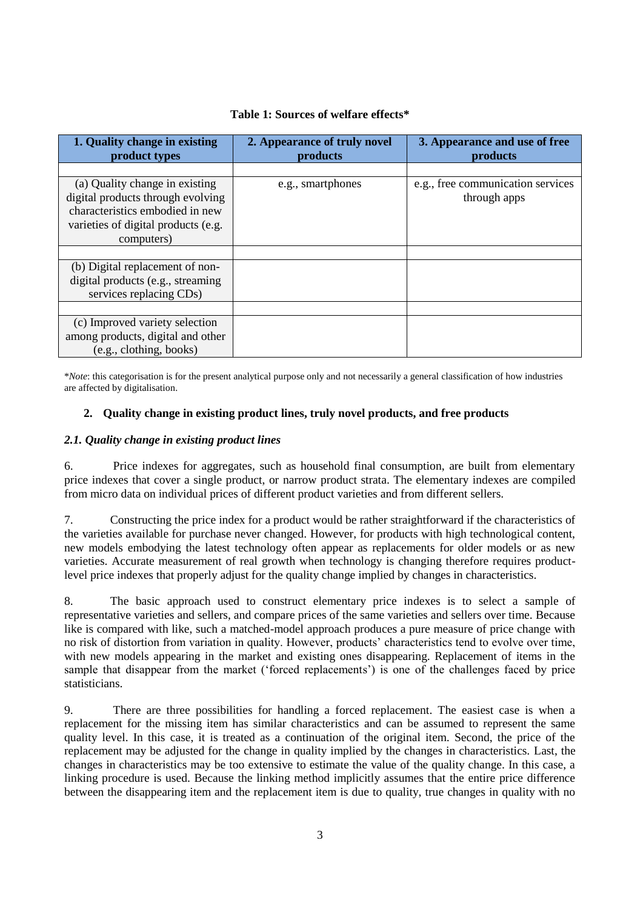**Table 1: Sources of welfare effects***

| 1. Quality change in existing product types | 2. Appearance of truly novel products | 3. Appearance and use of free products |
|---|---|---|
| (a) Quality change in existing digital products through evolving characteristics embodied in new varieties of digital products (e.g. computers) | e.g., smartphones | e.g., free communication services through apps |
| (b) Digital replacement of non-digital products (e.g., streaming services replacing CDs) | | |
| (c) Improved variety selection among products, digital and other (e.g., clothing, books) | | |

\**Note*: this categorisation is for the present analytical purpose only and not necessarily a general classification of how industries are affected by digitalisation.

## 2. Quality change in existing product lines, truly novel products, and free products

### *2.1. Quality change in existing product lines*

6. Price indexes for aggregates, such as household final consumption, are built from elementary price indexes that cover a single product, or narrow product strata. The elementary indexes are compiled from micro data on individual prices of different product varieties and from different sellers.

7. Constructing the price index for a product would be rather straightforward if the characteristics of the varieties available for purchase never changed. However, for products with high technological content, new models embodying the latest technology often appear as replacements for older models or as new varieties. Accurate measurement of real growth when technology is changing therefore requires product-level price indexes that properly adjust for the quality change implied by changes in characteristics.

8. The basic approach used to construct elementary price indexes is to select a sample of representative varieties and sellers, and compare prices of the same varieties and sellers over time. Because like is compared with like, such a matched-model approach produces a pure measure of price change with no risk of distortion from variation in quality. However, products' characteristics tend to evolve over time, with new models appearing in the market and existing ones disappearing. Replacement of items in the sample that disappear from the market ('forced replacements') is one of the challenges faced by price statisticians.

9. There are three possibilities for handling a forced replacement. The easiest case is when a replacement for the missing item has similar characteristics and can be assumed to represent the same quality level. In this case, it is treated as a continuation of the original item. Second, the price of the replacement may be adjusted for the change in quality implied by the changes in characteristics. Last, the changes in characteristics may be too extensive to estimate the value of the quality change. In this case, a linking procedure is used. Because the linking method implicitly assumes that the entire price difference between the disappearing item and the replacement item is due to quality, true changes in quality with no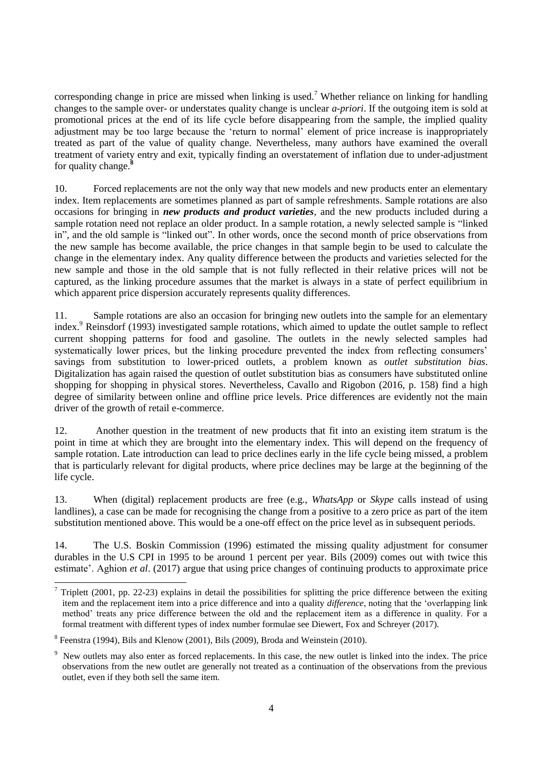corresponding change in price are missed when linking is used.[7] Whether reliance on linking for handling changes to the sample over- or understates quality change is unclear *a-priori*. If the outgoing item is sold at promotional prices at the end of its life cycle before disappearing from the sample, the implied quality adjustment may be too large because the 'return to normal' element of price increase is inappropriately treated as part of the value of quality change. Nevertheless, many authors have examined the overall treatment of variety entry and exit, typically finding an overstatement of inflation due to under-adjustment for quality change.[8]

10. Forced replacements are not the only way that new models and new products enter an elementary index. Item replacements are sometimes planned as part of sample refreshments. Sample rotations are also occasions for bringing in ***new products and product varieties***, and the new products included during a sample rotation need not replace an older product. In a sample rotation, a newly selected sample is "linked in", and the old sample is "linked out". In other words, once the second month of price observations from the new sample has become available, the price changes in that sample begin to be used to calculate the change in the elementary index. Any quality difference between the products and varieties selected for the new sample and those in the old sample that is not fully reflected in their relative prices will not be captured, as the linking procedure assumes that the market is always in a state of perfect equilibrium in which apparent price dispersion accurately represents quality differences.

11. Sample rotations are also an occasion for bringing new outlets into the sample for an elementary index.[9] Reinsdorf (1993) investigated sample rotations, which aimed to update the outlet sample to reflect current shopping patterns for food and gasoline. The outlets in the newly selected samples had systematically lower prices, but the linking procedure prevented the index from reflecting consumers' savings from substitution to lower-priced outlets, a problem known as *outlet substitution bias*. Digitalization has again raised the question of outlet substitution bias as consumers have substituted online shopping for shopping in physical stores. Nevertheless, Cavallo and Rigobon (2016, p. 158) find a high degree of similarity between online and offline price levels. Price differences are evidently not the main driver of the growth of retail e-commerce.

12. Another question in the treatment of new products that fit into an existing item stratum is the point in time at which they are brought into the elementary index. This will depend on the frequency of sample rotation. Late introduction can lead to price declines early in the life cycle being missed, a problem that is particularly relevant for digital products, where price declines may be large at the beginning of the life cycle.

13. When (digital) replacement products are free (e.g., *WhatsApp* or *Skype* calls instead of using landlines), a case can be made for recognising the change from a positive to a zero price as part of the item substitution mentioned above. This would be a one-off effect on the price level as in subsequent periods.

14. The U.S. Boskin Commission (1996) estimated the missing quality adjustment for consumer durables in the U.S CPI in 1995 to be around 1 percent per year. Bils (2009) comes out with twice this estimate'. Aghion *et al*. (2017) argue that using price changes of continuing products to approximate price

---

[7] Triplett (2001, pp. 22-23) explains in detail the possibilities for splitting the price difference between the exiting item and the replacement item into a price difference and into a quality *difference*, noting that the 'overlapping link method' treats any price difference between the old and the replacement item as a difference in quality. For a formal treatment with different types of index number formulae see Diewert, Fox and Schreyer (2017).

[8] Feenstra (1994), Bils and Klenow (2001), Bils (2009), Broda and Weinstein (2010).

[9] New outlets may also enter as forced replacements. In this case, the new outlet is linked into the index. The price observations from the new outlet are generally not treated as a continuation of the observations from the previous outlet, even if they both sell the same item.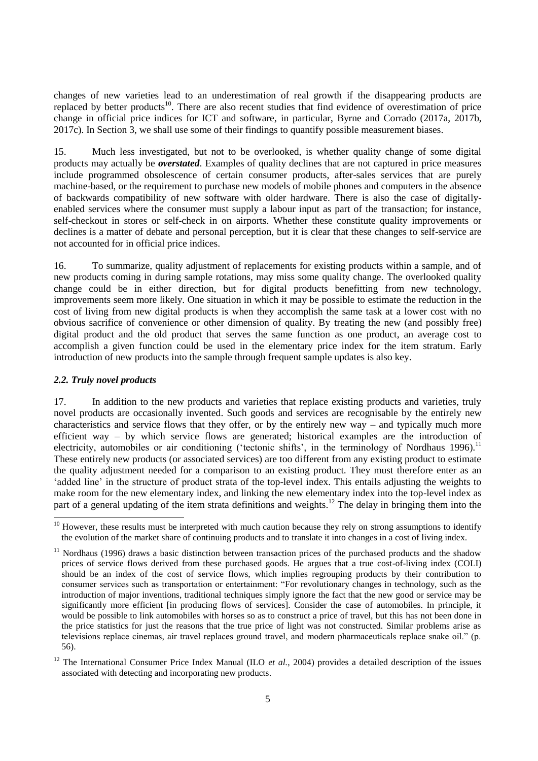changes of new varieties lead to an underestimation of real growth if the disappearing products are replaced by better products[10]. There are also recent studies that find evidence of overestimation of price change in official price indices for ICT and software, in particular, Byrne and Corrado (2017a, 2017b, 2017c). In Section 3, we shall use some of their findings to quantify possible measurement biases.

15. Much less investigated, but not to be overlooked, is whether quality change of some digital products may actually be ***overstated***. Examples of quality declines that are not captured in price measures include programmed obsolescence of certain consumer products, after-sales services that are purely machine-based, or the requirement to purchase new models of mobile phones and computers in the absence of backwards compatibility of new software with older hardware. There is also the case of digitally-enabled services where the consumer must supply a labour input as part of the transaction; for instance, self-checkout in stores or self-check in on airports. Whether these constitute quality improvements or declines is a matter of debate and personal perception, but it is clear that these changes to self-service are not accounted for in official price indices.

16. To summarize, quality adjustment of replacements for existing products within a sample, and of new products coming in during sample rotations, may miss some quality change. The overlooked quality change could be in either direction, but for digital products benefitting from new technology, improvements seem more likely. One situation in which it may be possible to estimate the reduction in the cost of living from new digital products is when they accomplish the same task at a lower cost with no obvious sacrifice of convenience or other dimension of quality. By treating the new (and possibly free) digital product and the old product that serves the same function as one product, an average cost to accomplish a given function could be used in the elementary price index for the item stratum. Early introduction of new products into the sample through frequent sample updates is also key.

### *2.2. Truly novel products*

17. In addition to the new products and varieties that replace existing products and varieties, truly novel products are occasionally invented. Such goods and services are recognisable by the entirely new characteristics and service flows that they offer, or by the entirely new way – and typically much more efficient way – by which service flows are generated; historical examples are the introduction of electricity, automobiles or air conditioning ('tectonic shifts', in the terminology of Nordhaus 1996).[11] These entirely new products (or associated services) are too different from any existing product to estimate the quality adjustment needed for a comparison to an existing product. They must therefore enter as an 'added line' in the structure of product strata of the top-level index. This entails adjusting the weights to make room for the new elementary index, and linking the new elementary index into the top-level index as part of a general updating of the item strata definitions and weights.[12] The delay in bringing them into the

---

[10] However, these results must be interpreted with much caution because they rely on strong assumptions to identify the evolution of the market share of continuing products and to translate it into changes in a cost of living index.

[11] Nordhaus (1996) draws a basic distinction between transaction prices of the purchased products and the shadow prices of service flows derived from these purchased goods. He argues that a true cost-of-living index (COLI) should be an index of the cost of service flows, which implies regrouping products by their contribution to consumer services such as transportation or entertainment: "For revolutionary changes in technology, such as the introduction of major inventions, traditional techniques simply ignore the fact that the new good or service may be significantly more efficient [in producing flows of services]. Consider the case of automobiles. In principle, it would be possible to link automobiles with horses so as to construct a price of travel, but this has not been done in the price statistics for just the reasons that the true price of light was not constructed. Similar problems arise as televisions replace cinemas, air travel replaces ground travel, and modern pharmaceuticals replace snake oil." (p. 56).

[12] The International Consumer Price Index Manual (ILO *et al.*, 2004) provides a detailed description of the issues associated with detecting and incorporating new products.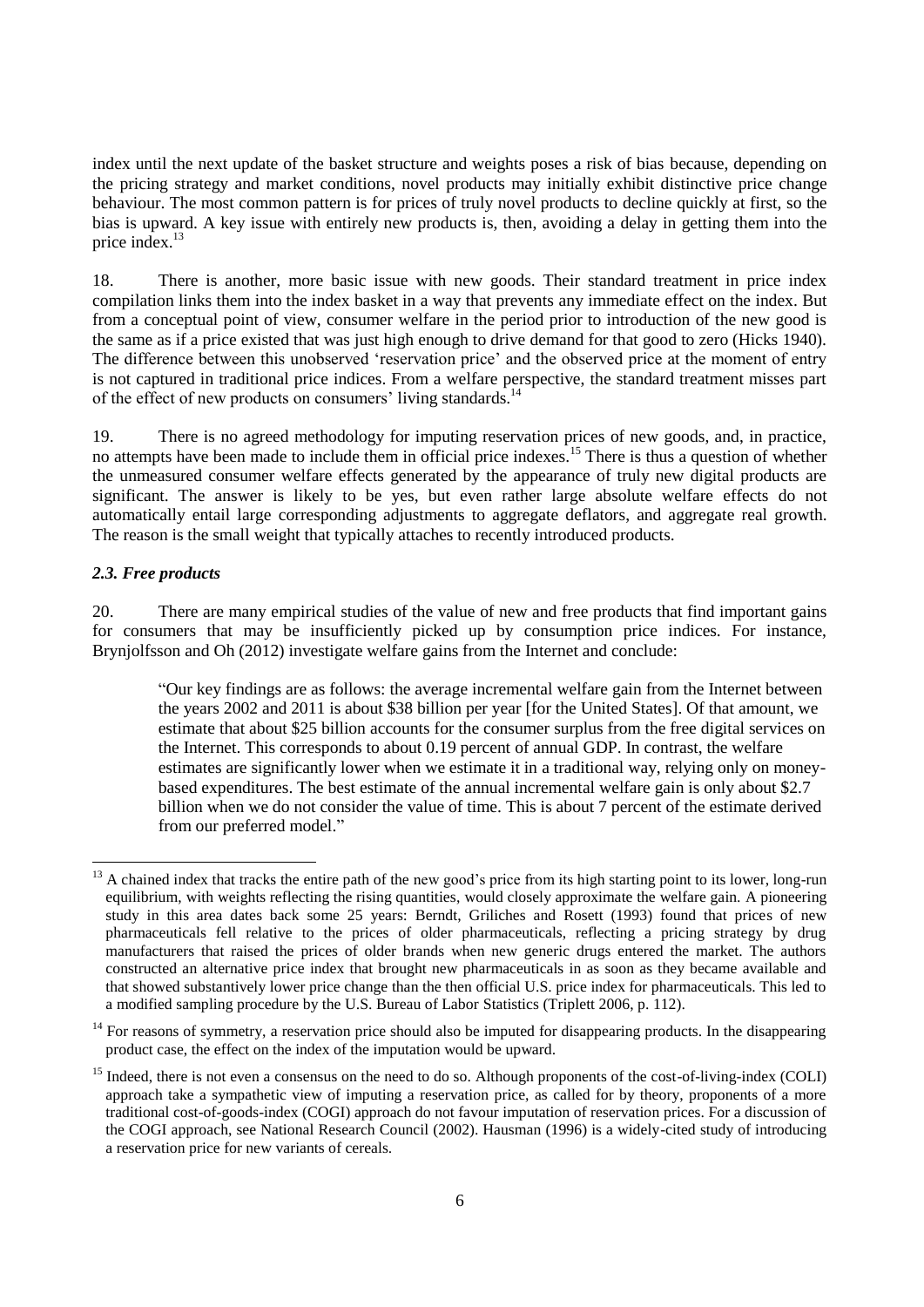index until the next update of the basket structure and weights poses a risk of bias because, depending on the pricing strategy and market conditions, novel products may initially exhibit distinctive price change behaviour. The most common pattern is for prices of truly novel products to decline quickly at first, so the bias is upward. A key issue with entirely new products is, then, avoiding a delay in getting them into the price index.[13]

18. There is another, more basic issue with new goods. Their standard treatment in price index compilation links them into the index basket in a way that prevents any immediate effect on the index. But from a conceptual point of view, consumer welfare in the period prior to introduction of the new good is the same as if a price existed that was just high enough to drive demand for that good to zero (Hicks 1940). The difference between this unobserved 'reservation price' and the observed price at the moment of entry is not captured in traditional price indices. From a welfare perspective, the standard treatment misses part of the effect of new products on consumers' living standards.[14]

19. There is no agreed methodology for imputing reservation prices of new goods, and, in practice, no attempts have been made to include them in official price indexes.[15] There is thus a question of whether the unmeasured consumer welfare effects generated by the appearance of truly new digital products are significant. The answer is likely to be yes, but even rather large absolute welfare effects do not automatically entail large corresponding adjustments to aggregate deflators, and aggregate real growth. The reason is the small weight that typically attaches to recently introduced products.

### *2.3. Free products*

20. There are many empirical studies of the value of new and free products that find important gains for consumers that may be insufficiently picked up by consumption price indices. For instance, Brynjolfsson and Oh (2012) investigate welfare gains from the Internet and conclude:

> "Our key findings are as follows: the average incremental welfare gain from the Internet between the years 2002 and 2011 is about $38 billion per year [for the United States]. Of that amount, we estimate that about $25 billion accounts for the consumer surplus from the free digital services on the Internet. This corresponds to about 0.19 percent of annual GDP. In contrast, the welfare estimates are significantly lower when we estimate it in a traditional way, relying only on money-based expenditures. The best estimate of the annual incremental welfare gain is only about $2.7 billion when we do not consider the value of time. This is about 7 percent of the estimate derived from our preferred model."

---

[13] A chained index that tracks the entire path of the new good's price from its high starting point to its lower, long-run equilibrium, with weights reflecting the rising quantities, would closely approximate the welfare gain. A pioneering study in this area dates back some 25 years: Berndt, Griliches and Rosett (1993) found that prices of new pharmaceuticals fell relative to the prices of older pharmaceuticals, reflecting a pricing strategy by drug manufacturers that raised the prices of older brands when new generic drugs entered the market. The authors constructed an alternative price index that brought new pharmaceuticals in as soon as they became available and that showed substantively lower price change than the then official U.S. price index for pharmaceuticals. This led to a modified sampling procedure by the U.S. Bureau of Labor Statistics (Triplett 2006, p. 112).

[14] For reasons of symmetry, a reservation price should also be imputed for disappearing products. In the disappearing product case, the effect on the index of the imputation would be upward.

[15] Indeed, there is not even a consensus on the need to do so. Although proponents of the cost-of-living-index (COLI) approach take a sympathetic view of imputing a reservation price, as called for by theory, proponents of a more traditional cost-of-goods-index (COGI) approach do not favour imputation of reservation prices. For a discussion of the COGI approach, see National Research Council (2002). Hausman (1996) is a widely-cited study of introducing a reservation price for new variants of cereals.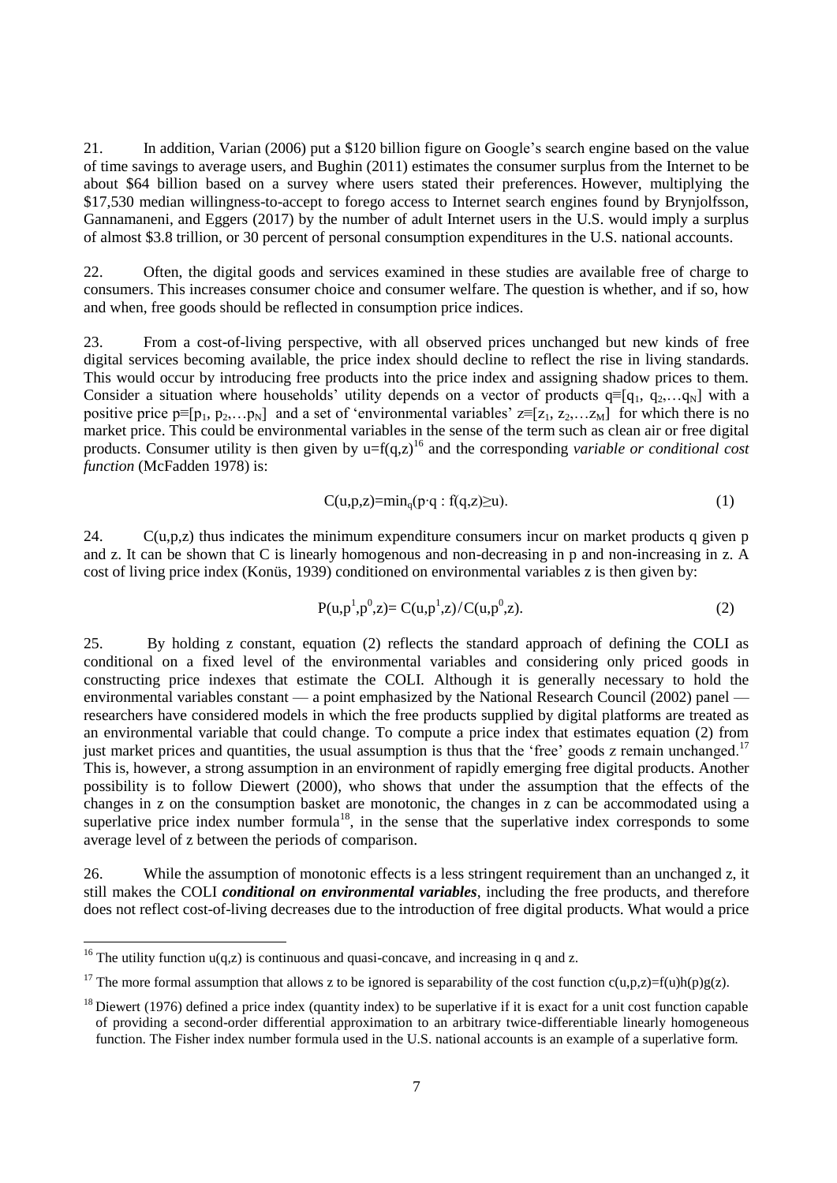21. In addition, Varian (2006) put a \$120 billion figure on Google's search engine based on the value of time savings to average users, and Bughin (2011) estimates the consumer surplus from the Internet to be about \$64 billion based on a survey where users stated their preferences. However, multiplying the \$17,530 median willingness-to-accept to forego access to Internet search engines found by Brynjolfsson, Gannamaneni, and Eggers (2017) by the number of adult Internet users in the U.S. would imply a surplus of almost \$3.8 trillion, or 30 percent of personal consumption expenditures in the U.S. national accounts.

22. Often, the digital goods and services examined in these studies are available free of charge to consumers. This increases consumer choice and consumer welfare. The question is whether, and if so, how and when, free goods should be reflected in consumption price indices.

23. From a cost-of-living perspective, with all observed prices unchanged but new kinds of free digital services becoming available, the price index should decline to reflect the rise in living standards. This would occur by introducing free products into the price index and assigning shadow prices to them. Consider a situation where households' utility depends on a vector of products $q\equiv[q_1, q_2,\ldots q_N]$ with a positive price $p\equiv[p_1, p_2,\ldots p_N]$ and a set of 'environmental variables' $z\equiv[z_1, z_2,\ldots z_M]$ for which there is no market price. This could be environmental variables in the sense of the term such as clean air or free digital products. Consumer utility is then given by $u=f(q,z)$[16] and the corresponding *variable or conditional cost function* (McFadden 1978) is:

$$C(u,p,z)=\min_q(p\cdot q : f(q,z)\geq u). \tag{1}$$

24. $C(u,p,z)$ thus indicates the minimum expenditure consumers incur on market products q given p and z. It can be shown that C is linearly homogenous and non-decreasing in p and non-increasing in z. A cost of living price index (Konüs, 1939) conditioned on environmental variables z is then given by:

$$P(u,p^1,p^0,z)= C(u,p^1,z)/C(u,p^0,z). \tag{2}$$

25. By holding z constant, equation (2) reflects the standard approach of defining the COLI as conditional on a fixed level of the environmental variables and considering only priced goods in constructing price indexes that estimate the COLI. Although it is generally necessary to hold the environmental variables constant — a point emphasized by the National Research Council (2002) panel — researchers have considered models in which the free products supplied by digital platforms are treated as an environmental variable that could change. To compute a price index that estimates equation (2) from just market prices and quantities, the usual assumption is thus that the 'free' goods z remain unchanged.[17] This is, however, a strong assumption in an environment of rapidly emerging free digital products. Another possibility is to follow Diewert (2000), who shows that under the assumption that the effects of the changes in z on the consumption basket are monotonic, the changes in z can be accommodated using a superlative price index number formula[18], in the sense that the superlative index corresponds to some average level of z between the periods of comparison.

26. While the assumption of monotonic effects is a less stringent requirement than an unchanged z, it still makes the COLI ***conditional on environmental variables***, including the free products, and therefore does not reflect cost-of-living decreases due to the introduction of free digital products. What would a price

[16] The utility function $u(q,z)$ is continuous and quasi-concave, and increasing in q and z.

[17] The more formal assumption that allows z to be ignored is separability of the cost function $c(u,p,z)=f(u)h(p)g(z)$.

[18] Diewert (1976) defined a price index (quantity index) to be superlative if it is exact for a unit cost function capable of providing a second-order differential approximation to an arbitrary twice-differentiable linearly homogeneous function. The Fisher index number formula used in the U.S. national accounts is an example of a superlative form.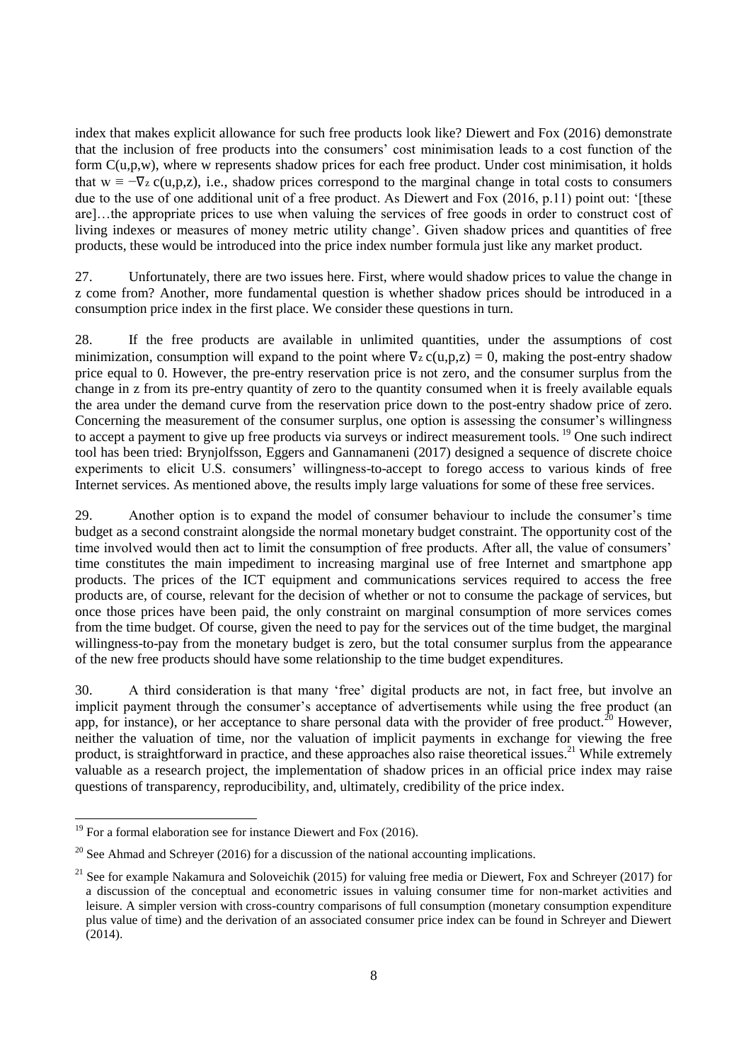index that makes explicit allowance for such free products look like? Diewert and Fox (2016) demonstrate that the inclusion of free products into the consumers' cost minimisation leads to a cost function of the form $C(u,p,w)$, where w represents shadow prices for each free product. Under cost minimisation, it holds that $w \equiv -\nabla_z c(u,p,z)$, i.e., shadow prices correspond to the marginal change in total costs to consumers due to the use of one additional unit of a free product. As Diewert and Fox (2016, p.11) point out: '[these are]…the appropriate prices to use when valuing the services of free goods in order to construct cost of living indexes or measures of money metric utility change'. Given shadow prices and quantities of free products, these would be introduced into the price index number formula just like any market product.

27. Unfortunately, there are two issues here. First, where would shadow prices to value the change in z come from? Another, more fundamental question is whether shadow prices should be introduced in a consumption price index in the first place. We consider these questions in turn.

28. If the free products are available in unlimited quantities, under the assumptions of cost minimization, consumption will expand to the point where $\nabla_z c(u,p,z) = 0$, making the post-entry shadow price equal to 0. However, the pre-entry reservation price is not zero, and the consumer surplus from the change in z from its pre-entry quantity of zero to the quantity consumed when it is freely available equals the area under the demand curve from the reservation price down to the post-entry shadow price of zero. Concerning the measurement of the consumer surplus, one option is assessing the consumer's willingness to accept a payment to give up free products via surveys or indirect measurement tools.[19] One such indirect tool has been tried: Brynjolfsson, Eggers and Gannamaneni (2017) designed a sequence of discrete choice experiments to elicit U.S. consumers' willingness-to-accept to forego access to various kinds of free Internet services. As mentioned above, the results imply large valuations for some of these free services.

29. Another option is to expand the model of consumer behaviour to include the consumer's time budget as a second constraint alongside the normal monetary budget constraint. The opportunity cost of the time involved would then act to limit the consumption of free products. After all, the value of consumers' time constitutes the main impediment to increasing marginal use of free Internet and smartphone app products. The prices of the ICT equipment and communications services required to access the free products are, of course, relevant for the decision of whether or not to consume the package of services, but once those prices have been paid, the only constraint on marginal consumption of more services comes from the time budget. Of course, given the need to pay for the services out of the time budget, the marginal willingness-to-pay from the monetary budget is zero, but the total consumer surplus from the appearance of the new free products should have some relationship to the time budget expenditures.

30. A third consideration is that many 'free' digital products are not, in fact free, but involve an implicit payment through the consumer's acceptance of advertisements while using the free product (an app, for instance), or her acceptance to share personal data with the provider of free product.[20] However, neither the valuation of time, nor the valuation of implicit payments in exchange for viewing the free product, is straightforward in practice, and these approaches also raise theoretical issues.[21] While extremely valuable as a research project, the implementation of shadow prices in an official price index may raise questions of transparency, reproducibility, and, ultimately, credibility of the price index.

---

[19] For a formal elaboration see for instance Diewert and Fox (2016).

[20] See Ahmad and Schreyer (2016) for a discussion of the national accounting implications.

[21] See for example Nakamura and Soloveichik (2015) for valuing free media or Diewert, Fox and Schreyer (2017) for a discussion of the conceptual and econometric issues in valuing consumer time for non-market activities and leisure. A simpler version with cross-country comparisons of full consumption (monetary consumption expenditure plus value of time) and the derivation of an associated consumer price index can be found in Schreyer and Diewert (2014).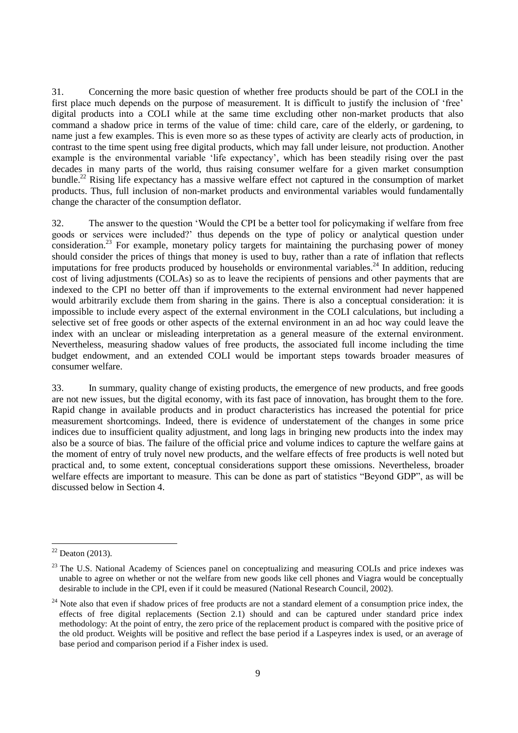31. Concerning the more basic question of whether free products should be part of the COLI in the first place much depends on the purpose of measurement. It is difficult to justify the inclusion of 'free' digital products into a COLI while at the same time excluding other non-market products that also command a shadow price in terms of the value of time: child care, care of the elderly, or gardening, to name just a few examples. This is even more so as these types of activity are clearly acts of production, in contrast to the time spent using free digital products, which may fall under leisure, not production. Another example is the environmental variable 'life expectancy', which has been steadily rising over the past decades in many parts of the world, thus raising consumer welfare for a given market consumption bundle.[22] Rising life expectancy has a massive welfare effect not captured in the consumption of market products. Thus, full inclusion of non-market products and environmental variables would fundamentally change the character of the consumption deflator.

32. The answer to the question 'Would the CPI be a better tool for policymaking if welfare from free goods or services were included?' thus depends on the type of policy or analytical question under consideration.[23] For example, monetary policy targets for maintaining the purchasing power of money should consider the prices of things that money is used to buy, rather than a rate of inflation that reflects imputations for free products produced by households or environmental variables.[24] In addition, reducing cost of living adjustments (COLAs) so as to leave the recipients of pensions and other payments that are indexed to the CPI no better off than if improvements to the external environment had never happened would arbitrarily exclude them from sharing in the gains. There is also a conceptual consideration: it is impossible to include every aspect of the external environment in the COLI calculations, but including a selective set of free goods or other aspects of the external environment in an ad hoc way could leave the index with an unclear or misleading interpretation as a general measure of the external environment. Nevertheless, measuring shadow values of free products, the associated full income including the time budget endowment, and an extended COLI would be important steps towards broader measures of consumer welfare.

33. In summary, quality change of existing products, the emergence of new products, and free goods are not new issues, but the digital economy, with its fast pace of innovation, has brought them to the fore. Rapid change in available products and in product characteristics has increased the potential for price measurement shortcomings. Indeed, there is evidence of understatement of the changes in some price indices due to insufficient quality adjustment, and long lags in bringing new products into the index may also be a source of bias. The failure of the official price and volume indices to capture the welfare gains at the moment of entry of truly novel new products, and the welfare effects of free products is well noted but practical and, to some extent, conceptual considerations support these omissions. Nevertheless, broader welfare effects are important to measure. This can be done as part of statistics "Beyond GDP", as will be discussed below in Section 4.

---

[22] Deaton (2013).

[23] The U.S. National Academy of Sciences panel on conceptualizing and measuring COLIs and price indexes was unable to agree on whether or not the welfare from new goods like cell phones and Viagra would be conceptually desirable to include in the CPI, even if it could be measured (National Research Council, 2002).

[24] Note also that even if shadow prices of free products are not a standard element of a consumption price index, the effects of free digital replacements (Section 2.1) should and can be captured under standard price index methodology: At the point of entry, the zero price of the replacement product is compared with the positive price of the old product. Weights will be positive and reflect the base period if a Laspeyres index is used, or an average of base period and comparison period if a Fisher index is used.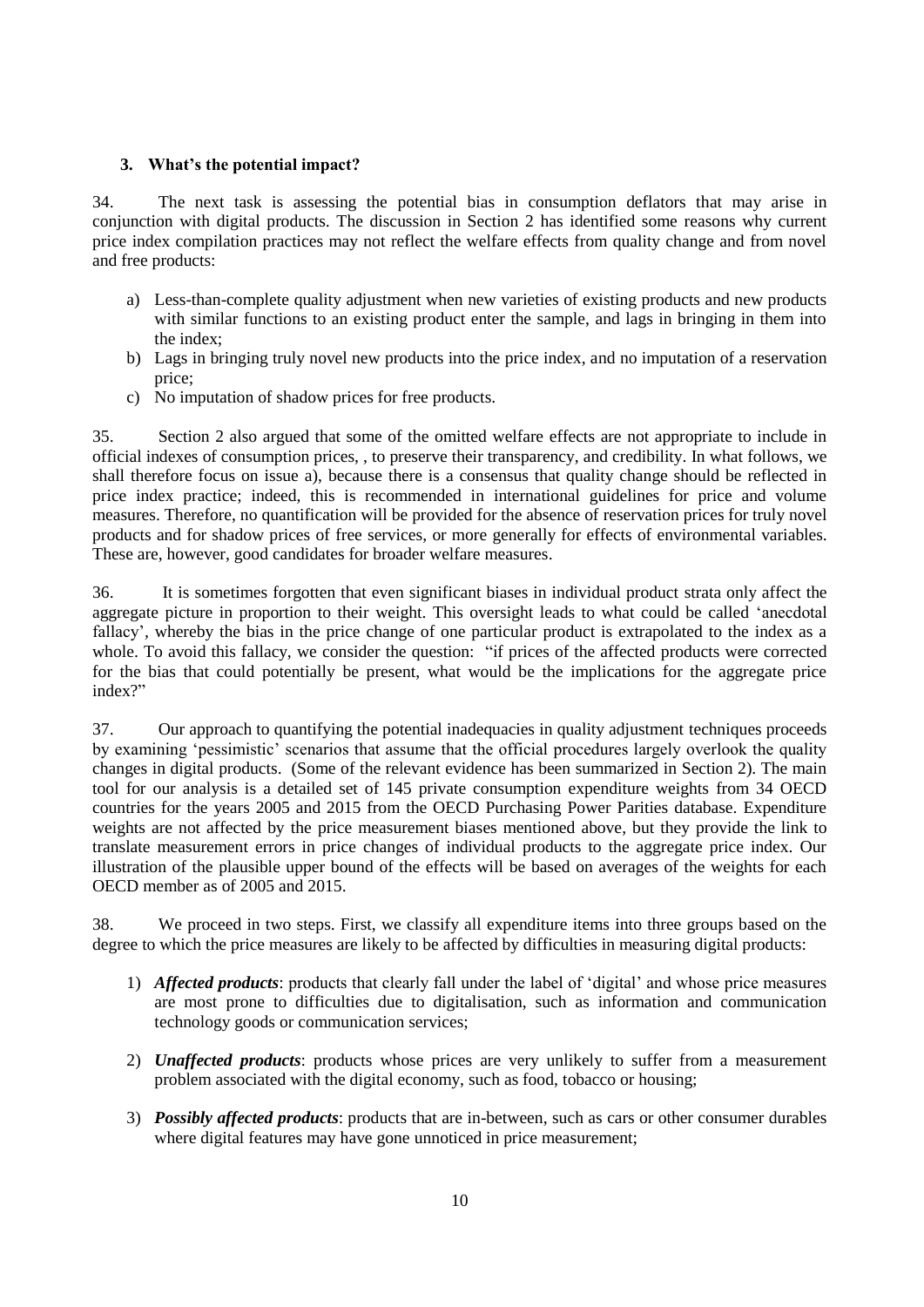### 3. What's the potential impact?

34. The next task is assessing the potential bias in consumption deflators that may arise in conjunction with digital products. The discussion in Section 2 has identified some reasons why current price index compilation practices may not reflect the welfare effects from quality change and from novel and free products:

a) Less-than-complete quality adjustment when new varieties of existing products and new products with similar functions to an existing product enter the sample, and lags in bringing in them into the index;
b) Lags in bringing truly novel new products into the price index, and no imputation of a reservation price;
c) No imputation of shadow prices for free products.

35. Section 2 also argued that some of the omitted welfare effects are not appropriate to include in official indexes of consumption prices, , to preserve their transparency, and credibility. In what follows, we shall therefore focus on issue a), because there is a consensus that quality change should be reflected in price index practice; indeed, this is recommended in international guidelines for price and volume measures. Therefore, no quantification will be provided for the absence of reservation prices for truly novel products and for shadow prices of free services, or more generally for effects of environmental variables. These are, however, good candidates for broader welfare measures.

36. It is sometimes forgotten that even significant biases in individual product strata only affect the aggregate picture in proportion to their weight. This oversight leads to what could be called 'anecdotal fallacy', whereby the bias in the price change of one particular product is extrapolated to the index as a whole. To avoid this fallacy, we consider the question: "if prices of the affected products were corrected for the bias that could potentially be present, what would be the implications for the aggregate price index?"

37. Our approach to quantifying the potential inadequacies in quality adjustment techniques proceeds by examining 'pessimistic' scenarios that assume that the official procedures largely overlook the quality changes in digital products. (Some of the relevant evidence has been summarized in Section 2). The main tool for our analysis is a detailed set of 145 private consumption expenditure weights from 34 OECD countries for the years 2005 and 2015 from the OECD Purchasing Power Parities database. Expenditure weights are not affected by the price measurement biases mentioned above, but they provide the link to translate measurement errors in price changes of individual products to the aggregate price index. Our illustration of the plausible upper bound of the effects will be based on averages of the weights for each OECD member as of 2005 and 2015.

38. We proceed in two steps. First, we classify all expenditure items into three groups based on the degree to which the price measures are likely to be affected by difficulties in measuring digital products:

1) ***Affected products***: products that clearly fall under the label of 'digital' and whose price measures are most prone to difficulties due to digitalisation, such as information and communication technology goods or communication services;

2) ***Unaffected products***: products whose prices are very unlikely to suffer from a measurement problem associated with the digital economy, such as food, tobacco or housing;

3) ***Possibly affected products***: products that are in-between, such as cars or other consumer durables where digital features may have gone unnoticed in price measurement;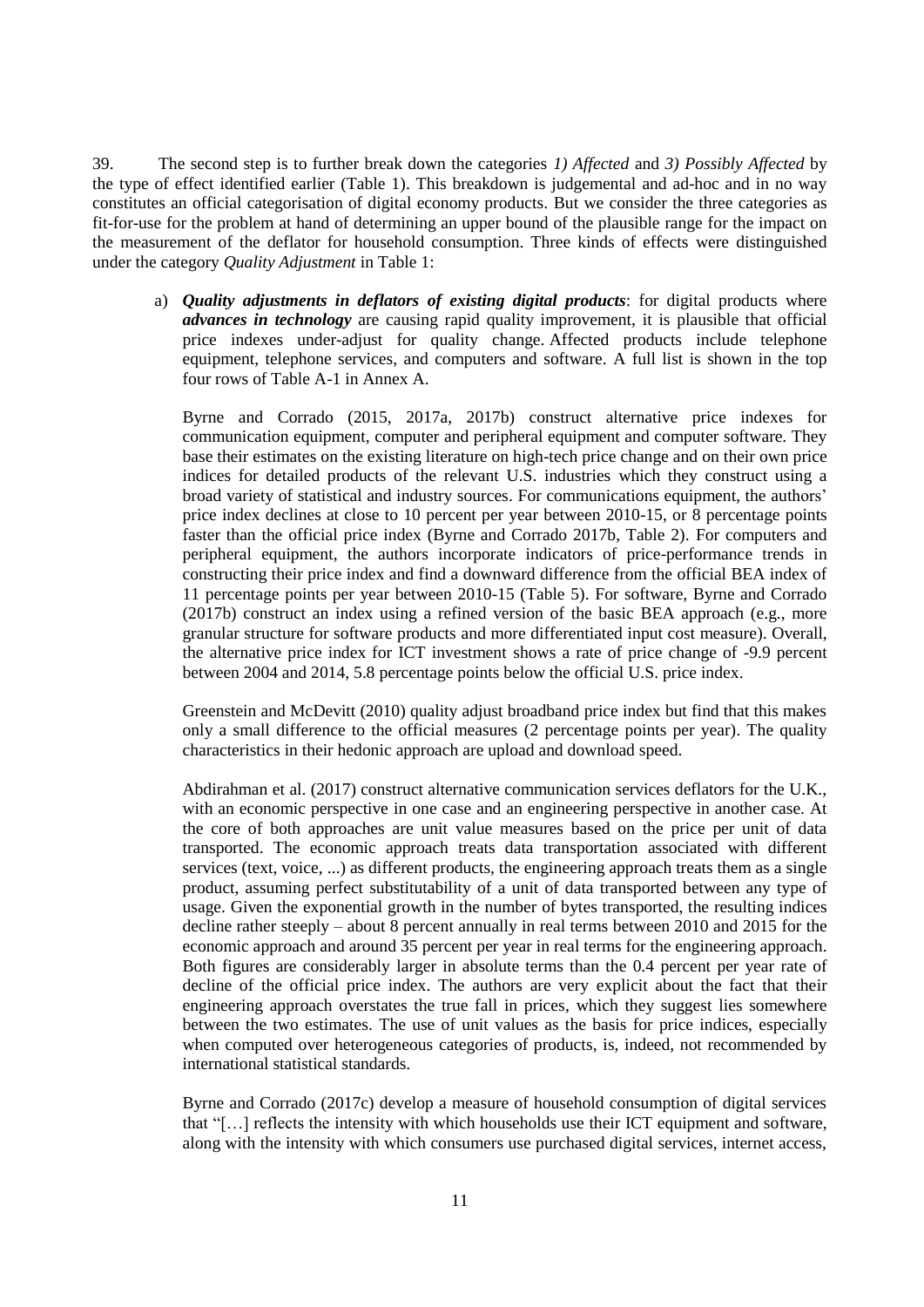39. The second step is to further break down the categories *1) Affected* and *3) Possibly Affected* by the type of effect identified earlier (Table 1). This breakdown is judgemental and ad-hoc and in no way constitutes an official categorisation of digital economy products. But we consider the three categories as fit-for-use for the problem at hand of determining an upper bound of the plausible range for the impact on the measurement of the deflator for household consumption. Three kinds of effects were distinguished under the category *Quality Adjustment* in Table 1:

a) ***Quality adjustments in deflators of existing digital products***: for digital products where ***advances in technology*** are causing rapid quality improvement, it is plausible that official price indexes under-adjust for quality change. Affected products include telephone equipment, telephone services, and computers and software. A full list is shown in the top four rows of Table A-1 in Annex A.

   Byrne and Corrado (2015, 2017a, 2017b) construct alternative price indexes for communication equipment, computer and peripheral equipment and computer software. They base their estimates on the existing literature on high-tech price change and on their own price indices for detailed products of the relevant U.S. industries which they construct using a broad variety of statistical and industry sources. For communications equipment, the authors' price index declines at close to 10 percent per year between 2010-15, or 8 percentage points faster than the official price index (Byrne and Corrado 2017b, Table 2). For computers and peripheral equipment, the authors incorporate indicators of price-performance trends in constructing their price index and find a downward difference from the official BEA index of 11 percentage points per year between 2010-15 (Table 5). For software, Byrne and Corrado (2017b) construct an index using a refined version of the basic BEA approach (e.g., more granular structure for software products and more differentiated input cost measure). Overall, the alternative price index for ICT investment shows a rate of price change of -9.9 percent between 2004 and 2014, 5.8 percentage points below the official U.S. price index.

   Greenstein and McDevitt (2010) quality adjust broadband price index but find that this makes only a small difference to the official measures (2 percentage points per year). The quality characteristics in their hedonic approach are upload and download speed.

   Abdirahman et al. (2017) construct alternative communication services deflators for the U.K., with an economic perspective in one case and an engineering perspective in another case. At the core of both approaches are unit value measures based on the price per unit of data transported. The economic approach treats data transportation associated with different services (text, voice, ...) as different products, the engineering approach treats them as a single product, assuming perfect substitutability of a unit of data transported between any type of usage. Given the exponential growth in the number of bytes transported, the resulting indices decline rather steeply – about 8 percent annually in real terms between 2010 and 2015 for the economic approach and around 35 percent per year in real terms for the engineering approach. Both figures are considerably larger in absolute terms than the 0.4 percent per year rate of decline of the official price index. The authors are very explicit about the fact that their engineering approach overstates the true fall in prices, which they suggest lies somewhere between the two estimates. The use of unit values as the basis for price indices, especially when computed over heterogeneous categories of products, is, indeed, not recommended by international statistical standards.

   Byrne and Corrado (2017c) develop a measure of household consumption of digital services that "[…] reflects the intensity with which households use their ICT equipment and software, along with the intensity with which consumers use purchased digital services, internet access,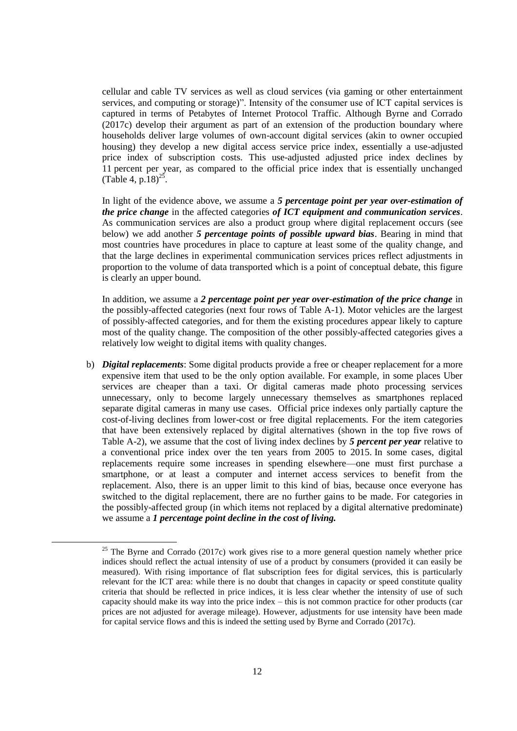cellular and cable TV services as well as cloud services (via gaming or other entertainment services, and computing or storage)". Intensity of the consumer use of ICT capital services is captured in terms of Petabytes of Internet Protocol Traffic. Although Byrne and Corrado (2017c) develop their argument as part of an extension of the production boundary where households deliver large volumes of own-account digital services (akin to owner occupied housing) they develop a new digital access service price index, essentially a use-adjusted price index of subscription costs. This use-adjusted adjusted price index declines by 11 percent per year, as compared to the official price index that is essentially unchanged (Table 4, p.18)[25].

In light of the evidence above, we assume a ***5 percentage point per year over-estimation of the price change*** in the affected categories ***of ICT equipment and communication services***. As communication services are also a product group where digital replacement occurs (see below) we add another ***5 percentage points of possible upward bias***. Bearing in mind that most countries have procedures in place to capture at least some of the quality change, and that the large declines in experimental communication services prices reflect adjustments in proportion to the volume of data transported which is a point of conceptual debate, this figure is clearly an upper bound.

In addition, we assume a ***2 percentage point per year over-estimation of the price change*** in the possibly-affected categories (next four rows of Table A-1). Motor vehicles are the largest of possibly-affected categories, and for them the existing procedures appear likely to capture most of the quality change. The composition of the other possibly-affected categories gives a relatively low weight to digital items with quality changes.

b) ***Digital replacements***: Some digital products provide a free or cheaper replacement for a more expensive item that used to be the only option available. For example, in some places Uber services are cheaper than a taxi. Or digital cameras made photo processing services unnecessary, only to become largely unnecessary themselves as smartphones replaced separate digital cameras in many use cases. Official price indexes only partially capture the cost-of-living declines from lower-cost or free digital replacements. For the item categories that have been extensively replaced by digital alternatives (shown in the top five rows of Table A-2), we assume that the cost of living index declines by ***5 percent per year*** relative to a conventional price index over the ten years from 2005 to 2015. In some cases, digital replacements require some increases in spending elsewhere—one must first purchase a smartphone, or at least a computer and internet access services to benefit from the replacement. Also, there is an upper limit to this kind of bias, because once everyone has switched to the digital replacement, there are no further gains to be made. For categories in the possibly-affected group (in which items not replaced by a digital alternative predominate) we assume a ***1 percentage point decline in the cost of living.***

[25] The Byrne and Corrado (2017c) work gives rise to a more general question namely whether price indices should reflect the actual intensity of use of a product by consumers (provided it can easily be measured). With rising importance of flat subscription fees for digital services, this is particularly relevant for the ICT area: while there is no doubt that changes in capacity or speed constitute quality criteria that should be reflected in price indices, it is less clear whether the intensity of use of such capacity should make its way into the price index – this is not common practice for other products (car prices are not adjusted for average mileage). However, adjustments for use intensity have been made for capital service flows and this is indeed the setting used by Byrne and Corrado (2017c).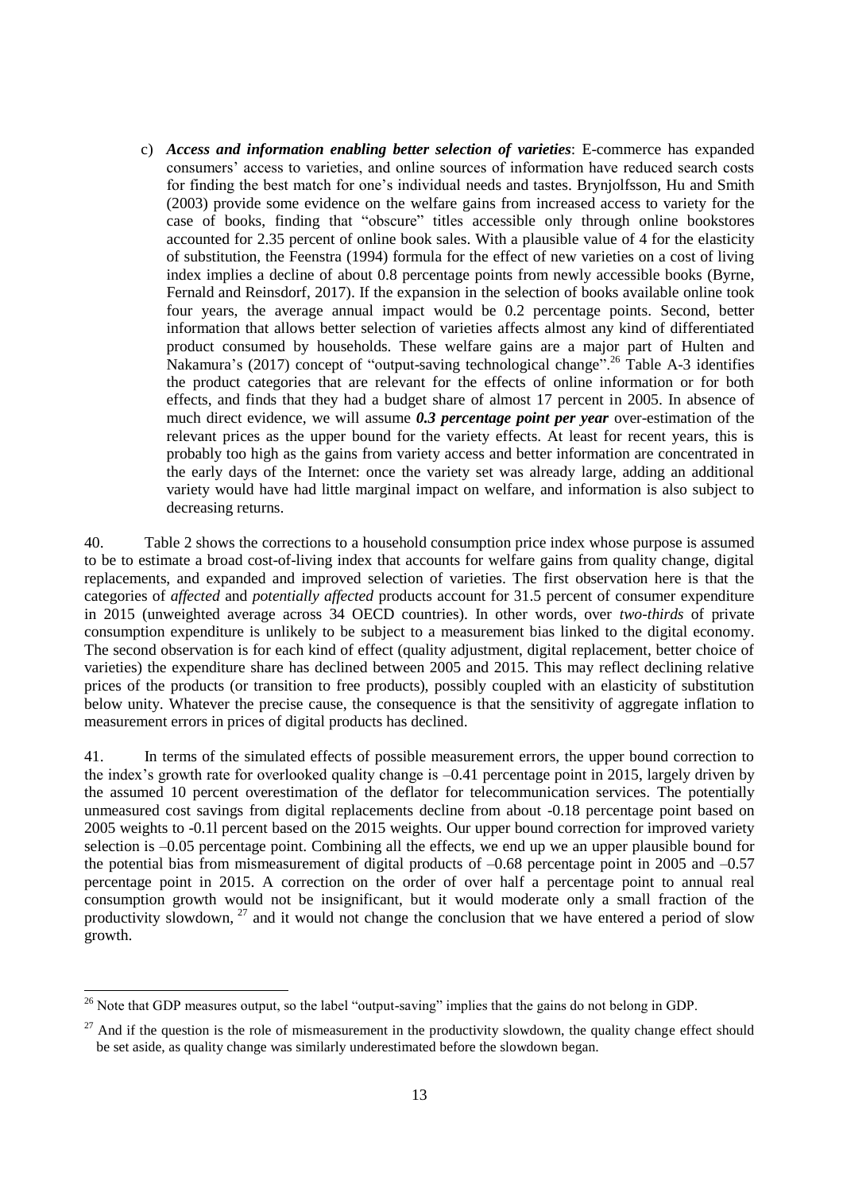c) ***Access and information enabling better selection of varieties***: E-commerce has expanded consumers' access to varieties, and online sources of information have reduced search costs for finding the best match for one's individual needs and tastes. Brynjolfsson, Hu and Smith (2003) provide some evidence on the welfare gains from increased access to variety for the case of books, finding that "obscure" titles accessible only through online bookstores accounted for 2.35 percent of online book sales. With a plausible value of 4 for the elasticity of substitution, the Feenstra (1994) formula for the effect of new varieties on a cost of living index implies a decline of about 0.8 percentage points from newly accessible books (Byrne, Fernald and Reinsdorf, 2017). If the expansion in the selection of books available online took four years, the average annual impact would be 0.2 percentage points. Second, better information that allows better selection of varieties affects almost any kind of differentiated product consumed by households. These welfare gains are a major part of Hulten and Nakamura's (2017) concept of "output-saving technological change".[26] Table A-3 identifies the product categories that are relevant for the effects of online information or for both effects, and finds that they had a budget share of almost 17 percent in 2005. In absence of much direct evidence, we will assume ***0.3 percentage point per year*** over-estimation of the relevant prices as the upper bound for the variety effects. At least for recent years, this is probably too high as the gains from variety access and better information are concentrated in the early days of the Internet: once the variety set was already large, adding an additional variety would have had little marginal impact on welfare, and information is also subject to decreasing returns.

40. Table 2 shows the corrections to a household consumption price index whose purpose is assumed to be to estimate a broad cost-of-living index that accounts for welfare gains from quality change, digital replacements, and expanded and improved selection of varieties. The first observation here is that the categories of *affected* and *potentially affected* products account for 31.5 percent of consumer expenditure in 2015 (unweighted average across 34 OECD countries). In other words, over *two-thirds* of private consumption expenditure is unlikely to be subject to a measurement bias linked to the digital economy. The second observation is for each kind of effect (quality adjustment, digital replacement, better choice of varieties) the expenditure share has declined between 2005 and 2015. This may reflect declining relative prices of the products (or transition to free products), possibly coupled with an elasticity of substitution below unity. Whatever the precise cause, the consequence is that the sensitivity of aggregate inflation to measurement errors in prices of digital products has declined.

41. In terms of the simulated effects of possible measurement errors, the upper bound correction to the index's growth rate for overlooked quality change is –0.41 percentage point in 2015, largely driven by the assumed 10 percent overestimation of the deflator for telecommunication services. The potentially unmeasured cost savings from digital replacements decline from about -0.18 percentage point based on 2005 weights to -0.1l percent based on the 2015 weights. Our upper bound correction for improved variety selection is –0.05 percentage point. Combining all the effects, we end up we an upper plausible bound for the potential bias from mismeasurement of digital products of –0.68 percentage point in 2005 and –0.57 percentage point in 2015. A correction on the order of over half a percentage point to annual real consumption growth would not be insignificant, but it would moderate only a small fraction of the productivity slowdown,[27] and it would not change the conclusion that we have entered a period of slow growth.

---

[26] Note that GDP measures output, so the label "output-saving" implies that the gains do not belong in GDP.

[27] And if the question is the role of mismeasurement in the productivity slowdown, the quality change effect should be set aside, as quality change was similarly underestimated before the slowdown began.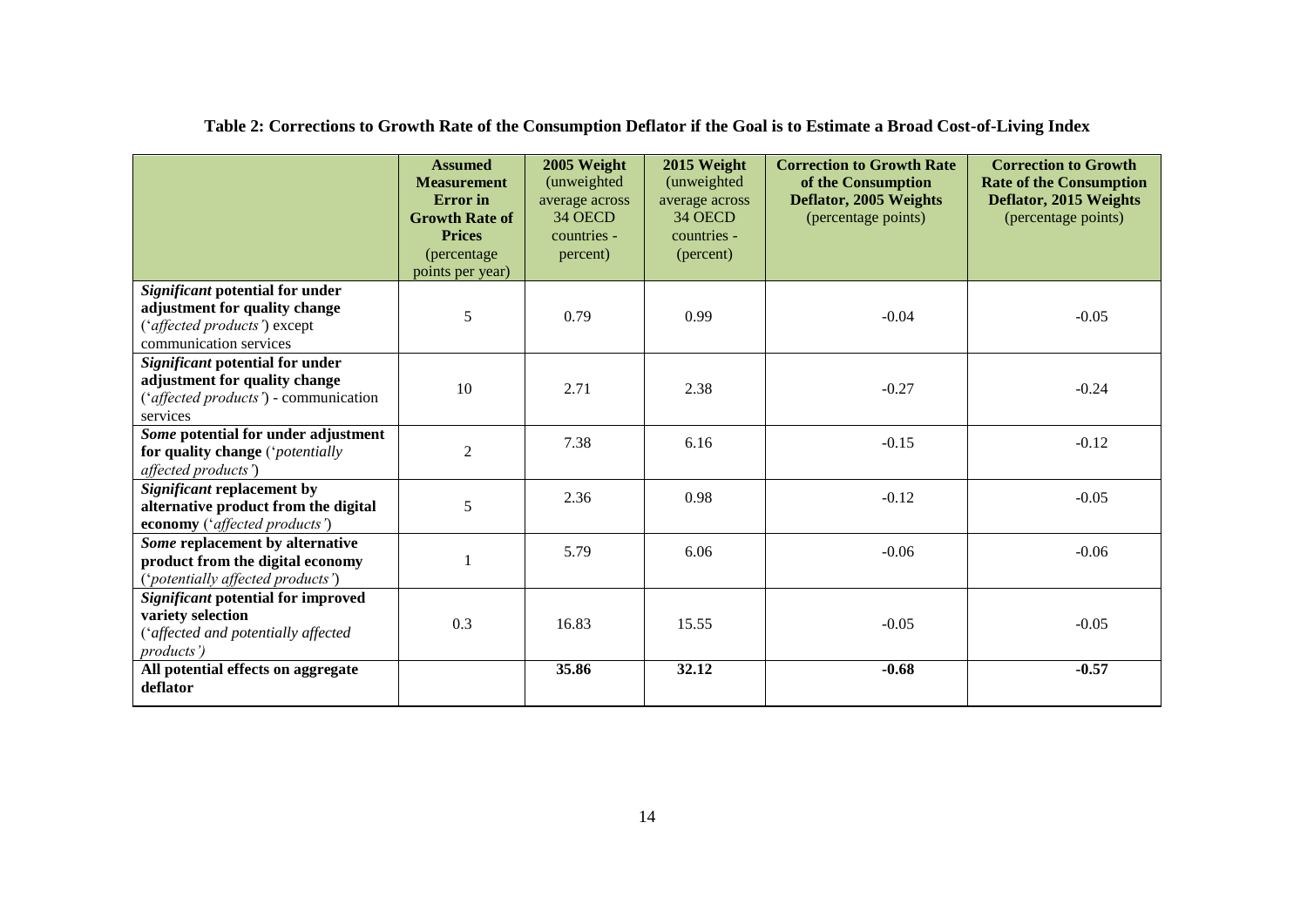**Table 2: Corrections to Growth Rate of the Consumption Deflator if the Goal is to Estimate a Broad Cost-of-Living Index**

| | **Assumed Measurement Error in Growth Rate of Prices** (percentage points per year) | **2005 Weight** (unweighted average across 34 OECD countries - percent) | **2015 Weight** (unweighted average across 34 OECD countries - (percent) | **Correction to Growth Rate of the Consumption Deflator, 2005 Weights** (percentage points) | **Correction to Growth Rate of the Consumption Deflator, 2015 Weights** (percentage points) |
|---|---|---|---|---|---|
| ***Significant*** **potential for under adjustment for quality change** (*'affected products'*) except communication services | 5 | 0.79 | 0.99 | -0.04 | -0.05 |
| ***Significant*** **potential for under adjustment for quality change** (*'affected products'*) - communication services | 10 | 2.71 | 2.38 | -0.27 | -0.24 |
| ***Some*** **potential for under adjustment for quality change** (*'potentially affected products'*) | 2 | 7.38 | 6.16 | -0.15 | -0.12 |
| ***Significant*** **replacement by alternative product from the digital economy** (*'affected products'*) | 5 | 2.36 | 0.98 | -0.12 | -0.05 |
| ***Some*** **replacement by alternative product from the digital economy** (*'potentially affected products'*) | 1 | 5.79 | 6.06 | -0.06 | -0.06 |
| ***Significant*** **potential for improved variety selection** (*'affected and potentially affected products')* | 0.3 | 16.83 | 15.55 | -0.05 | -0.05 |
| **All potential effects on aggregate deflator** | | **35.86** | **32.12** | **-0.68** | **-0.57** |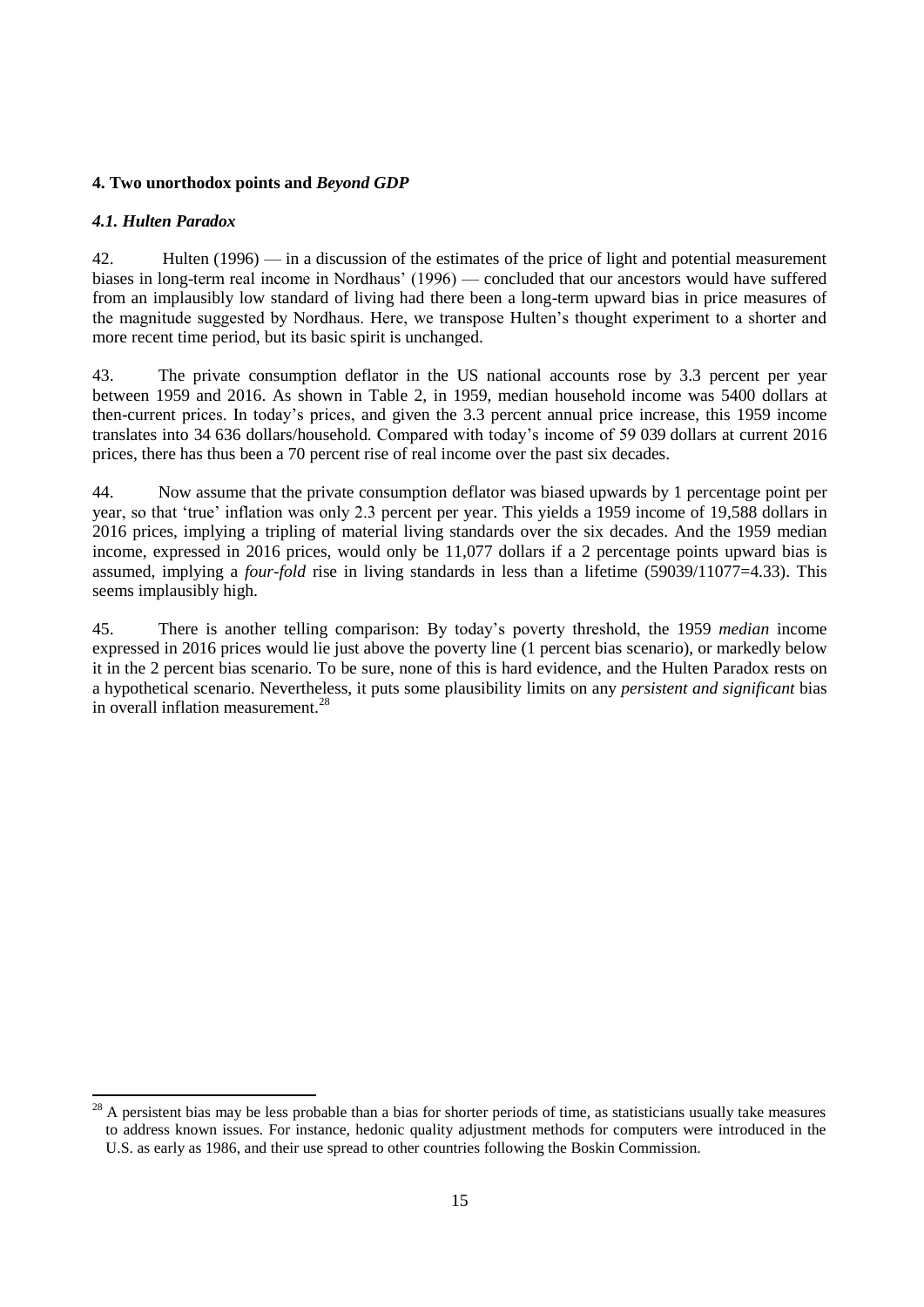### 4. Two unorthodox points and *Beyond GDP*

#### *4.1. Hulten Paradox*

42. Hulten (1996) — in a discussion of the estimates of the price of light and potential measurement biases in long-term real income in Nordhaus' (1996) — concluded that our ancestors would have suffered from an implausibly low standard of living had there been a long-term upward bias in price measures of the magnitude suggested by Nordhaus. Here, we transpose Hulten's thought experiment to a shorter and more recent time period, but its basic spirit is unchanged.

43. The private consumption deflator in the US national accounts rose by 3.3 percent per year between 1959 and 2016. As shown in Table 2, in 1959, median household income was 5400 dollars at then-current prices. In today's prices, and given the 3.3 percent annual price increase, this 1959 income translates into 34 636 dollars/household. Compared with today's income of 59 039 dollars at current 2016 prices, there has thus been a 70 percent rise of real income over the past six decades.

44. Now assume that the private consumption deflator was biased upwards by 1 percentage point per year, so that 'true' inflation was only 2.3 percent per year. This yields a 1959 income of 19,588 dollars in 2016 prices, implying a tripling of material living standards over the six decades. And the 1959 median income, expressed in 2016 prices, would only be 11,077 dollars if a 2 percentage points upward bias is assumed, implying a *four-fold* rise in living standards in less than a lifetime (59039/11077=4.33). This seems implausibly high.

45. There is another telling comparison: By today's poverty threshold, the 1959 *median* income expressed in 2016 prices would lie just above the poverty line (1 percent bias scenario), or markedly below it in the 2 percent bias scenario. To be sure, none of this is hard evidence, and the Hulten Paradox rests on a hypothetical scenario. Nevertheless, it puts some plausibility limits on any *persistent and significant* bias in overall inflation measurement.[28]

[28] A persistent bias may be less probable than a bias for shorter periods of time, as statisticians usually take measures to address known issues. For instance, hedonic quality adjustment methods for computers were introduced in the U.S. as early as 1986, and their use spread to other countries following the Boskin Commission.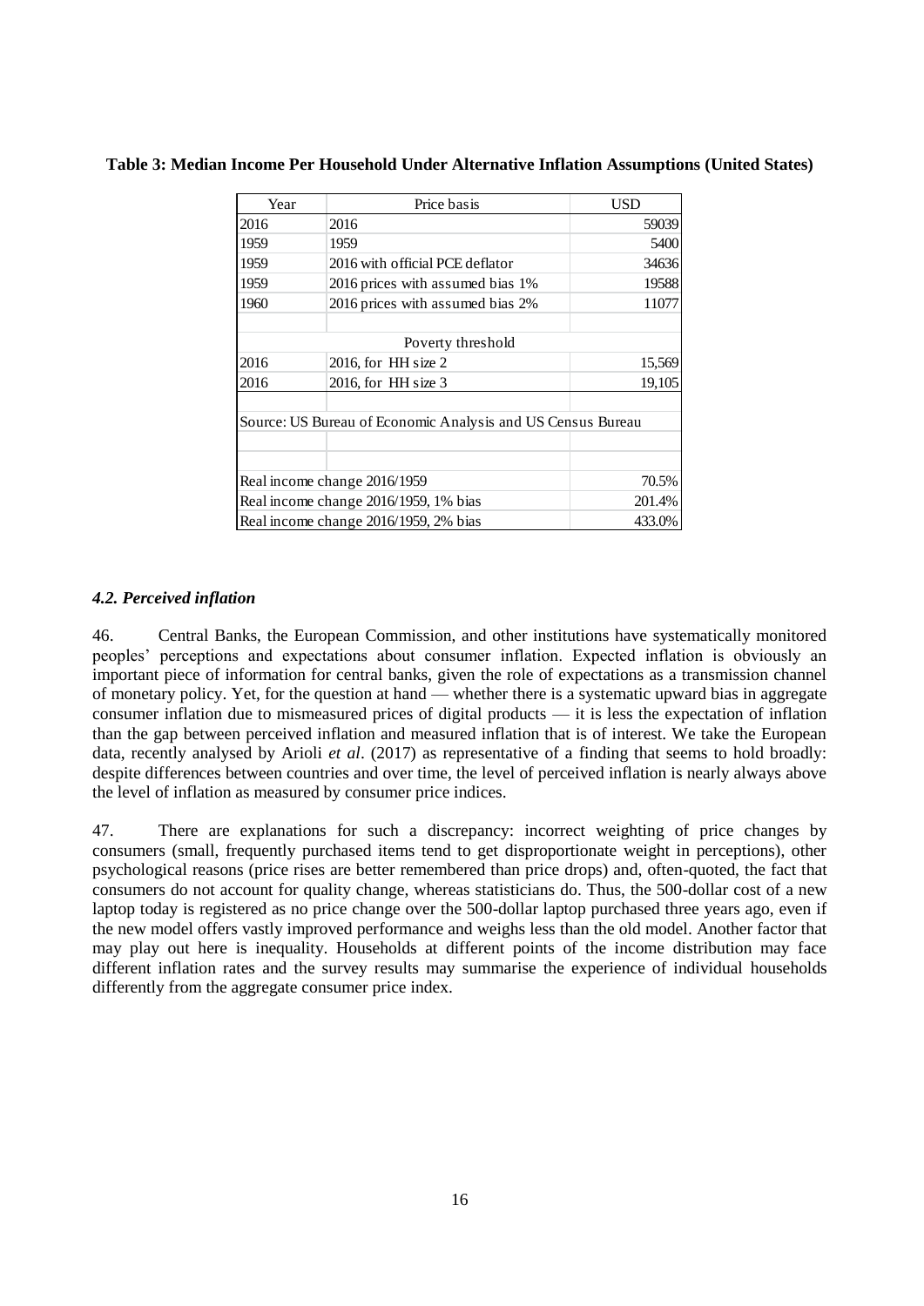**Table 3: Median Income Per Household Under Alternative Inflation Assumptions (United States)**

| Year | Price basis | USD |
|---|---|---|
| 2016 | 2016 | 59039 |
| 1959 | 1959 | 5400 |
| 1959 | 2016 with official PCE deflator | 34636 |
| 1959 | 2016 prices with assumed bias 1% | 19588 |
| 1960 | 2016 prices with assumed bias 2% | 11077 |
| | | |
| | Poverty threshold | |
| 2016 | 2016, for HH size 2 | 15,569 |
| 2016 | 2016, for HH size 3 | 19,105 |
| | | |
| Source: US Bureau of Economic Analysis and US Census Bureau | | |
| | | |
| | | |
| Real income change 2016/1959 | | 70.5% |
| Real income change 2016/1959, 1% bias | | 201.4% |
| Real income change 2016/1959, 2% bias | | 433.0% |

### *4.2. Perceived inflation*

46. Central Banks, the European Commission, and other institutions have systematically monitored peoples' perceptions and expectations about consumer inflation. Expected inflation is obviously an important piece of information for central banks, given the role of expectations as a transmission channel of monetary policy. Yet, for the question at hand — whether there is a systematic upward bias in aggregate consumer inflation due to mismeasured prices of digital products — it is less the expectation of inflation than the gap between perceived inflation and measured inflation that is of interest. We take the European data, recently analysed by Arioli *et al*. (2017) as representative of a finding that seems to hold broadly: despite differences between countries and over time, the level of perceived inflation is nearly always above the level of inflation as measured by consumer price indices.

47. There are explanations for such a discrepancy: incorrect weighting of price changes by consumers (small, frequently purchased items tend to get disproportionate weight in perceptions), other psychological reasons (price rises are better remembered than price drops) and, often-quoted, the fact that consumers do not account for quality change, whereas statisticians do. Thus, the 500-dollar cost of a new laptop today is registered as no price change over the 500-dollar laptop purchased three years ago, even if the new model offers vastly improved performance and weighs less than the old model. Another factor that may play out here is inequality. Households at different points of the income distribution may face different inflation rates and the survey results may summarise the experience of individual households differently from the aggregate consumer price index.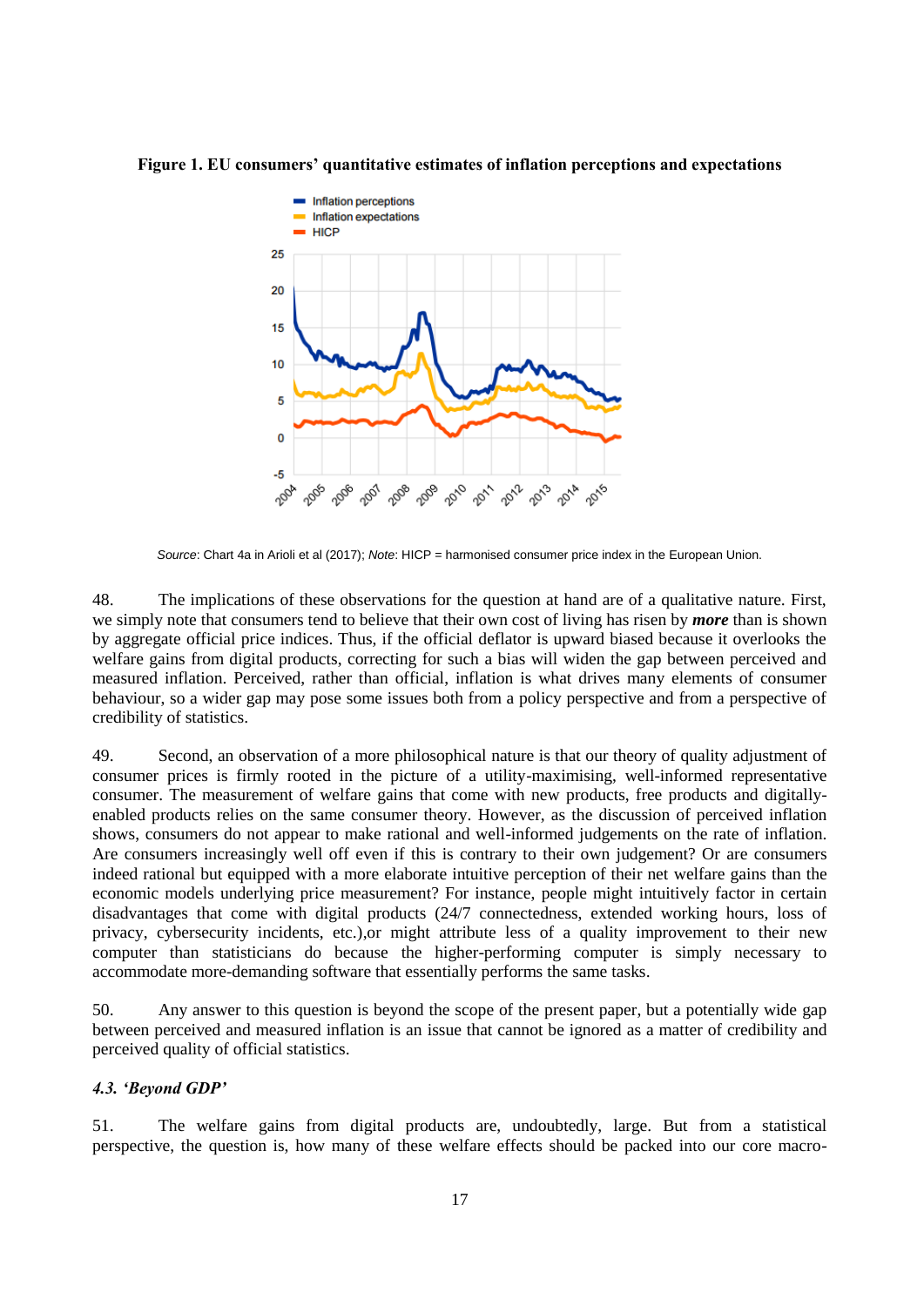**Figure 1. EU consumers' quantitative estimates of inflation perceptions and expectations**

*Source*: Chart 4a in Arioli et al (2017); *Note*: HICP = harmonised consumer price index in the European Union.

48. The implications of these observations for the question at hand are of a qualitative nature. First, we simply note that consumers tend to believe that their own cost of living has risen by ***more*** than is shown by aggregate official price indices. Thus, if the official deflator is upward biased because it overlooks the welfare gains from digital products, correcting for such a bias will widen the gap between perceived and measured inflation. Perceived, rather than official, inflation is what drives many elements of consumer behaviour, so a wider gap may pose some issues both from a policy perspective and from a perspective of credibility of statistics.

49. Second, an observation of a more philosophical nature is that our theory of quality adjustment of consumer prices is firmly rooted in the picture of a utility-maximising, well-informed representative consumer. The measurement of welfare gains that come with new products, free products and digitally-enabled products relies on the same consumer theory. However, as the discussion of perceived inflation shows, consumers do not appear to make rational and well-informed judgements on the rate of inflation. Are consumers increasingly well off even if this is contrary to their own judgement? Or are consumers indeed rational but equipped with a more elaborate intuitive perception of their net welfare gains than the economic models underlying price measurement? For instance, people might intuitively factor in certain disadvantages that come with digital products (24/7 connectedness, extended working hours, loss of privacy, cybersecurity incidents, etc.),or might attribute less of a quality improvement to their new computer than statisticians do because the higher-performing computer is simply necessary to accommodate more-demanding software that essentially performs the same tasks.

50. Any answer to this question is beyond the scope of the present paper, but a potentially wide gap between perceived and measured inflation is an issue that cannot be ignored as a matter of credibility and perceived quality of official statistics.

### *4.3. 'Beyond GDP'*

51. The welfare gains from digital products are, undoubtedly, large. But from a statistical perspective, the question is, how many of these welfare effects should be packed into our core macro-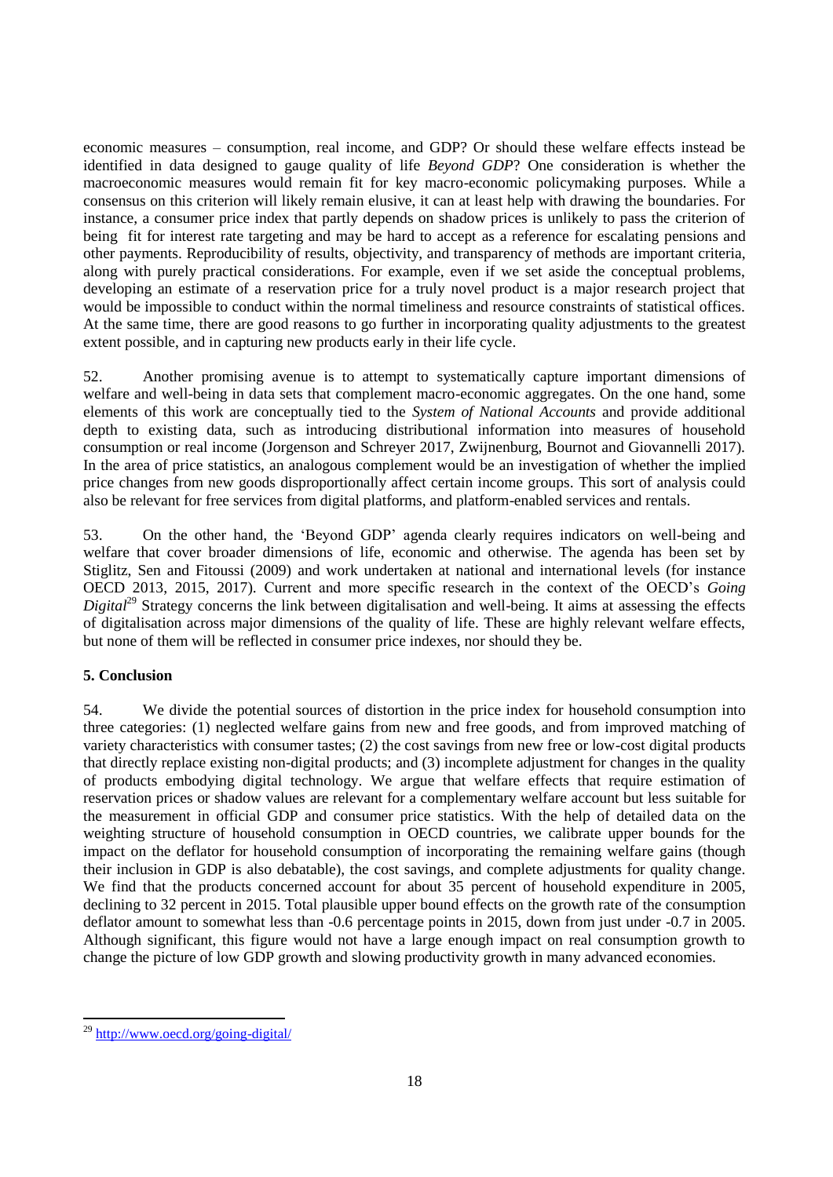economic measures – consumption, real income, and GDP? Or should these welfare effects instead be identified in data designed to gauge quality of life *Beyond GDP*? One consideration is whether the macroeconomic measures would remain fit for key macro-economic policymaking purposes. While a consensus on this criterion will likely remain elusive, it can at least help with drawing the boundaries. For instance, a consumer price index that partly depends on shadow prices is unlikely to pass the criterion of being fit for interest rate targeting and may be hard to accept as a reference for escalating pensions and other payments. Reproducibility of results, objectivity, and transparency of methods are important criteria, along with purely practical considerations. For example, even if we set aside the conceptual problems, developing an estimate of a reservation price for a truly novel product is a major research project that would be impossible to conduct within the normal timeliness and resource constraints of statistical offices. At the same time, there are good reasons to go further in incorporating quality adjustments to the greatest extent possible, and in capturing new products early in their life cycle.

52. Another promising avenue is to attempt to systematically capture important dimensions of welfare and well-being in data sets that complement macro-economic aggregates. On the one hand, some elements of this work are conceptually tied to the *System of National Accounts* and provide additional depth to existing data, such as introducing distributional information into measures of household consumption or real income (Jorgenson and Schreyer 2017, Zwijnenburg, Bournot and Giovannelli 2017). In the area of price statistics, an analogous complement would be an investigation of whether the implied price changes from new goods disproportionally affect certain income groups. This sort of analysis could also be relevant for free services from digital platforms, and platform-enabled services and rentals.

53. On the other hand, the 'Beyond GDP' agenda clearly requires indicators on well-being and welfare that cover broader dimensions of life, economic and otherwise. The agenda has been set by Stiglitz, Sen and Fitoussi (2009) and work undertaken at national and international levels (for instance OECD 2013, 2015, 2017). Current and more specific research in the context of the OECD's *Going Digital*[29] Strategy concerns the link between digitalisation and well-being. It aims at assessing the effects of digitalisation across major dimensions of the quality of life. These are highly relevant welfare effects, but none of them will be reflected in consumer price indexes, nor should they be.

## 5. Conclusion

54. We divide the potential sources of distortion in the price index for household consumption into three categories: (1) neglected welfare gains from new and free goods, and from improved matching of variety characteristics with consumer tastes; (2) the cost savings from new free or low-cost digital products that directly replace existing non-digital products; and (3) incomplete adjustment for changes in the quality of products embodying digital technology. We argue that welfare effects that require estimation of reservation prices or shadow values are relevant for a complementary welfare account but less suitable for the measurement in official GDP and consumer price statistics. With the help of detailed data on the weighting structure of household consumption in OECD countries, we calibrate upper bounds for the impact on the deflator for household consumption of incorporating the remaining welfare gains (though their inclusion in GDP is also debatable), the cost savings, and complete adjustments for quality change. We find that the products concerned account for about 35 percent of household expenditure in 2005, declining to 32 percent in 2015. Total plausible upper bound effects on the growth rate of the consumption deflator amount to somewhat less than -0.6 percentage points in 2015, down from just under -0.7 in 2005. Although significant, this figure would not have a large enough impact on real consumption growth to change the picture of low GDP growth and slowing productivity growth in many advanced economies.

---

[29] http://www.oecd.org/going-digital/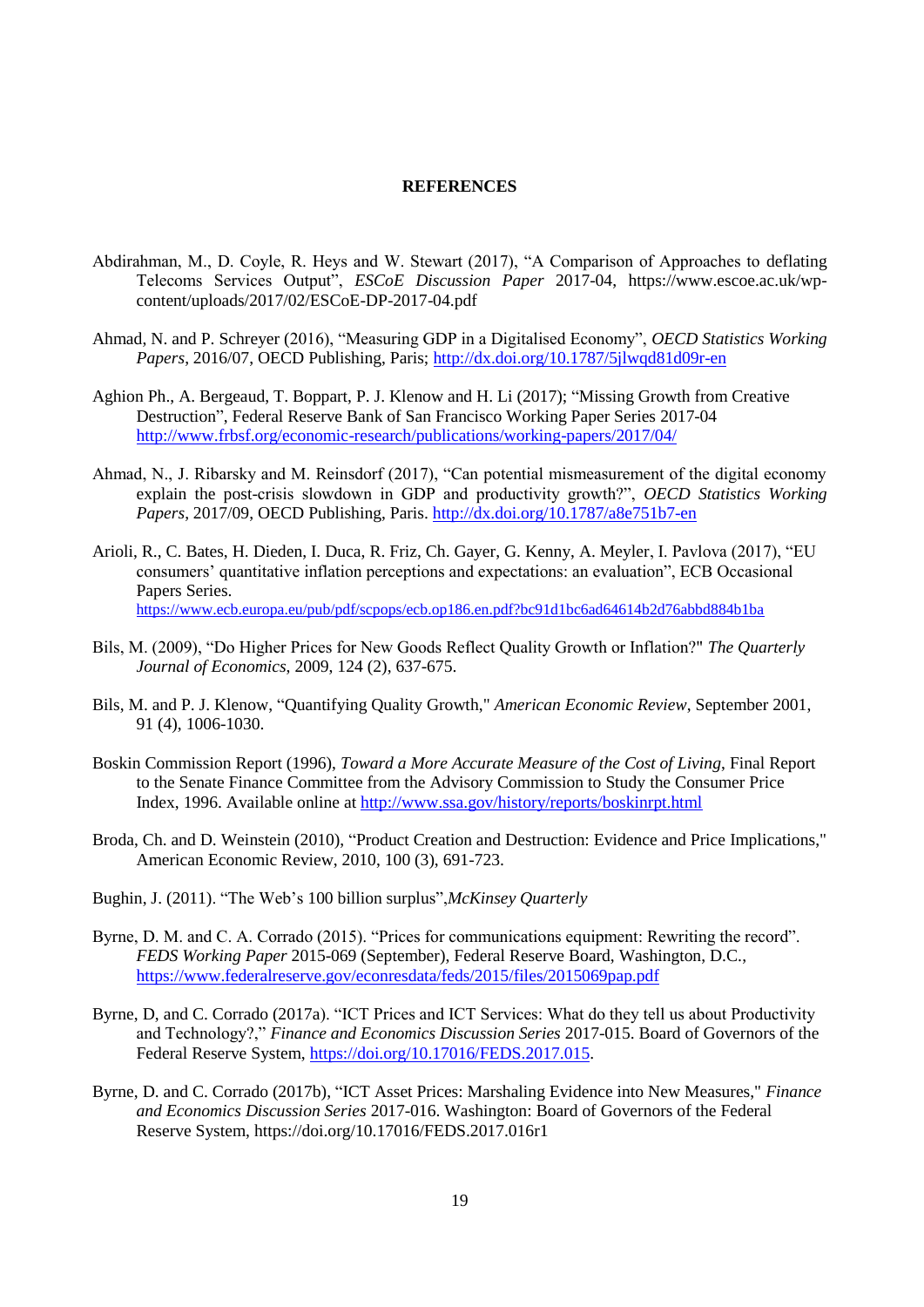# REFERENCES

Abdirahman, M., D. Coyle, R. Heys and W. Stewart (2017), "A Comparison of Approaches to deflating Telecoms Services Output", *ESCoE Discussion Paper* 2017-04, https://www.escoe.ac.uk/wp-content/uploads/2017/02/ESCoE-DP-2017-04.pdf

Ahmad, N. and P. Schreyer (2016), "Measuring GDP in a Digitalised Economy", *OECD Statistics Working Papers*, 2016/07, OECD Publishing, Paris; http://dx.doi.org/10.1787/5jlwqd81d09r-en

Aghion Ph., A. Bergeaud, T. Boppart, P. J. Klenow and H. Li (2017); "Missing Growth from Creative Destruction", Federal Reserve Bank of San Francisco Working Paper Series 2017-04 http://www.frbsf.org/economic-research/publications/working-papers/2017/04/

Ahmad, N., J. Ribarsky and M. Reinsdorf (2017), "Can potential mismeasurement of the digital economy explain the post-crisis slowdown in GDP and productivity growth?", *OECD Statistics Working Papers*, 2017/09, OECD Publishing, Paris. http://dx.doi.org/10.1787/a8e751b7-en

Arioli, R., C. Bates, H. Dieden, I. Duca, R. Friz, Ch. Gayer, G. Kenny, A. Meyler, I. Pavlova (2017), "EU consumers' quantitative inflation perceptions and expectations: an evaluation", ECB Occasional Papers Series. https://www.ecb.europa.eu/pub/pdf/scpops/ecb.op186.en.pdf?bc91d1bc6ad64614b2d76abbd884b1ba

Bils, M. (2009), "Do Higher Prices for New Goods Reflect Quality Growth or Inflation?" *The Quarterly Journal of Economics*, 2009, 124 (2), 637-675.

Bils, M. and P. J. Klenow, "Quantifying Quality Growth," *American Economic Review*, September 2001, 91 (4), 1006-1030.

Boskin Commission Report (1996), *Toward a More Accurate Measure of the Cost of Living*, Final Report to the Senate Finance Committee from the Advisory Commission to Study the Consumer Price Index, 1996. Available online at http://www.ssa.gov/history/reports/boskinrpt.html

Broda, Ch. and D. Weinstein (2010), "Product Creation and Destruction: Evidence and Price Implications," American Economic Review, 2010, 100 (3), 691-723.

Bughin, J. (2011). "The Web's 100 billion surplus",*McKinsey Quarterly*

Byrne, D. M. and C. A. Corrado (2015). "Prices for communications equipment: Rewriting the record". *FEDS Working Paper* 2015-069 (September), Federal Reserve Board, Washington, D.C., https://www.federalreserve.gov/econresdata/feds/2015/files/2015069pap.pdf

Byrne, D, and C. Corrado (2017a). "ICT Prices and ICT Services: What do they tell us about Productivity and Technology?," *Finance and Economics Discussion Series* 2017-015. Board of Governors of the Federal Reserve System, https://doi.org/10.17016/FEDS.2017.015.

Byrne, D. and C. Corrado (2017b), "ICT Asset Prices: Marshaling Evidence into New Measures," *Finance and Economics Discussion Series* 2017-016. Washington: Board of Governors of the Federal Reserve System, https://doi.org/10.17016/FEDS.2017.016r1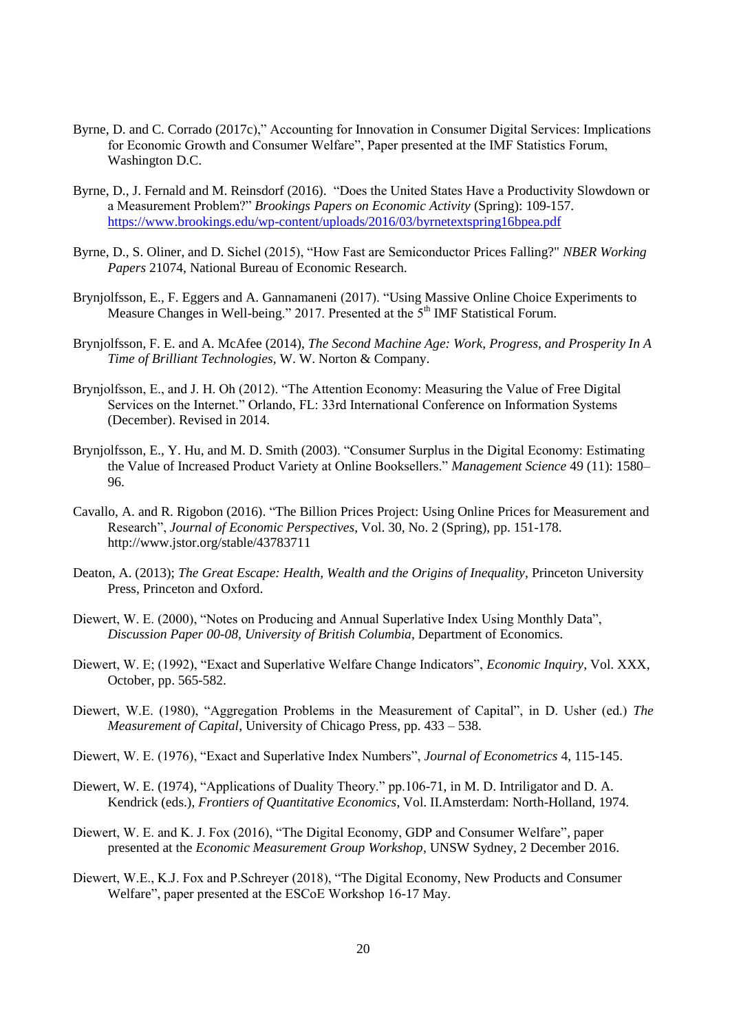Byrne, D. and C. Corrado (2017c)," Accounting for Innovation in Consumer Digital Services: Implications for Economic Growth and Consumer Welfare", Paper presented at the IMF Statistics Forum, Washington D.C.

Byrne, D., J. Fernald and M. Reinsdorf (2016). "Does the United States Have a Productivity Slowdown or a Measurement Problem?" *Brookings Papers on Economic Activity* (Spring): 109-157. https://www.brookings.edu/wp-content/uploads/2016/03/byrnetextspring16bpea.pdf

Byrne, D., S. Oliner, and D. Sichel (2015), "How Fast are Semiconductor Prices Falling?" *NBER Working Papers* 21074, National Bureau of Economic Research.

Brynjolfsson, E., F. Eggers and A. Gannamaneni (2017). "Using Massive Online Choice Experiments to Measure Changes in Well-being." 2017. Presented at the 5th IMF Statistical Forum.

Brynjolfsson, F. E. and A. McAfee (2014), *The Second Machine Age: Work, Progress, and Prosperity In A Time of Brilliant Technologies*, W. W. Norton & Company.

Brynjolfsson, E., and J. H. Oh (2012). "The Attention Economy: Measuring the Value of Free Digital Services on the Internet." Orlando, FL: 33rd International Conference on Information Systems (December). Revised in 2014.

Brynjolfsson, E., Y. Hu, and M. D. Smith (2003). "Consumer Surplus in the Digital Economy: Estimating the Value of Increased Product Variety at Online Booksellers." *Management Science* 49 (11): 1580–96.

Cavallo, A. and R. Rigobon (2016). "The Billion Prices Project: Using Online Prices for Measurement and Research", *Journal of Economic Perspectives*, Vol. 30, No. 2 (Spring), pp. 151-178. http://www.jstor.org/stable/43783711

Deaton, A. (2013); *The Great Escape: Health, Wealth and the Origins of Inequality*, Princeton University Press, Princeton and Oxford.

Diewert, W. E. (2000), "Notes on Producing and Annual Superlative Index Using Monthly Data", *Discussion Paper 00-08, University of British Columbia*, Department of Economics.

Diewert, W. E; (1992), "Exact and Superlative Welfare Change Indicators", *Economic Inquiry*, Vol. XXX, October, pp. 565-582.

Diewert, W.E. (1980), "Aggregation Problems in the Measurement of Capital", in D. Usher (ed.) *The Measurement of Capital*, University of Chicago Press, pp. 433 – 538.

Diewert, W. E. (1976), "Exact and Superlative Index Numbers", *Journal of Econometrics* 4, 115-145.

Diewert, W. E. (1974), "Applications of Duality Theory." pp.106-71, in M. D. Intriligator and D. A. Kendrick (eds.), *Frontiers of Quantitative Economics*, Vol. II.Amsterdam: North-Holland, 1974.

Diewert, W. E. and K. J. Fox (2016), "The Digital Economy, GDP and Consumer Welfare", paper presented at the *Economic Measurement Group Workshop*, UNSW Sydney, 2 December 2016.

Diewert, W.E., K.J. Fox and P.Schreyer (2018), "The Digital Economy, New Products and Consumer Welfare", paper presented at the ESCoE Workshop 16-17 May.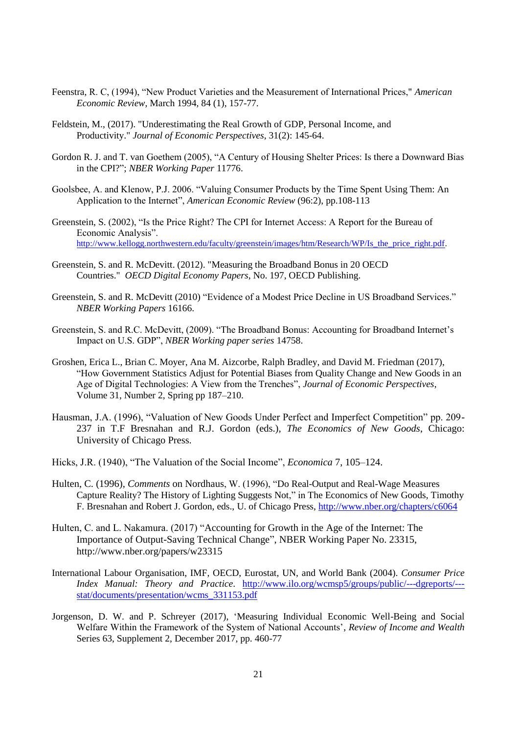Feenstra, R. C, (1994), “New Product Varieties and the Measurement of International Prices," *American Economic Review*, March 1994, 84 (1), 157-77.

Feldstein, M., (2017). "Underestimating the Real Growth of GDP, Personal Income, and Productivity." *Journal of Economic Perspectives*, 31(2): 145-64.

Gordon R. J. and T. van Goethem (2005), “A Century of Housing Shelter Prices: Is there a Downward Bias in the CPI?”; *NBER Working Paper* 11776.

Goolsbee, A. and Klenow, P.J. 2006. “Valuing Consumer Products by the Time Spent Using Them: An Application to the Internet”, *American Economic Review* (96:2), pp.108-113

Greenstein, S. (2002), “Is the Price Right? The CPI for Internet Access: A Report for the Bureau of Economic Analysis”. http://www.kellogg.northwestern.edu/faculty/greenstein/images/htm/Research/WP/Is_the_price_right.pdf.

Greenstein, S. and R. McDevitt. (2012). "Measuring the Broadband Bonus in 20 OECD Countries." *OECD Digital Economy Papers*, No. 197, OECD Publishing.

Greenstein, S. and R. McDevitt (2010) “Evidence of a Modest Price Decline in US Broadband Services.” *NBER Working Papers* 16166.

Greenstein, S. and R.C. McDevitt, (2009). “The Broadband Bonus: Accounting for Broadband Internet’s Impact on U.S. GDP”, *NBER Working paper series* 14758.

Groshen, Erica L., Brian C. Moyer, Ana M. Aizcorbe, Ralph Bradley, and David M. Friedman (2017), “How Government Statistics Adjust for Potential Biases from Quality Change and New Goods in an Age of Digital Technologies: A View from the Trenches”, *Journal of Economic Perspectives*, Volume 31, Number 2, Spring pp 187–210.

Hausman, J.A. (1996), “Valuation of New Goods Under Perfect and Imperfect Competition” pp. 209-237 in T.F Bresnahan and R.J. Gordon (eds.), *The Economics of New Goods*, Chicago: University of Chicago Press.

Hicks, J.R. (1940), “The Valuation of the Social Income”, *Economica* 7, 105–124.

Hulten, C. (1996), *Comments* on Nordhaus, W. (1996), “Do Real-Output and Real-Wage Measures Capture Reality? The History of Lighting Suggests Not,” in The Economics of New Goods, Timothy F. Bresnahan and Robert J. Gordon, eds., U. of Chicago Press, http://www.nber.org/chapters/c6064

Hulten, C. and L. Nakamura. (2017) “Accounting for Growth in the Age of the Internet: The Importance of Output-Saving Technical Change”, NBER Working Paper No. 23315, http://www.nber.org/papers/w23315

International Labour Organisation, IMF, OECD, Eurostat, UN, and World Bank (2004). *Consumer Price Index Manual: Theory and Practice*. http://www.ilo.org/wcmsp5/groups/public/---dgreports/---stat/documents/presentation/wcms_331153.pdf

Jorgenson, D. W. and P. Schreyer (2017), ‘Measuring Individual Economic Well-Being and Social Welfare Within the Framework of the System of National Accounts’, *Review of Income and Wealth* Series 63, Supplement 2, December 2017, pp. 460-77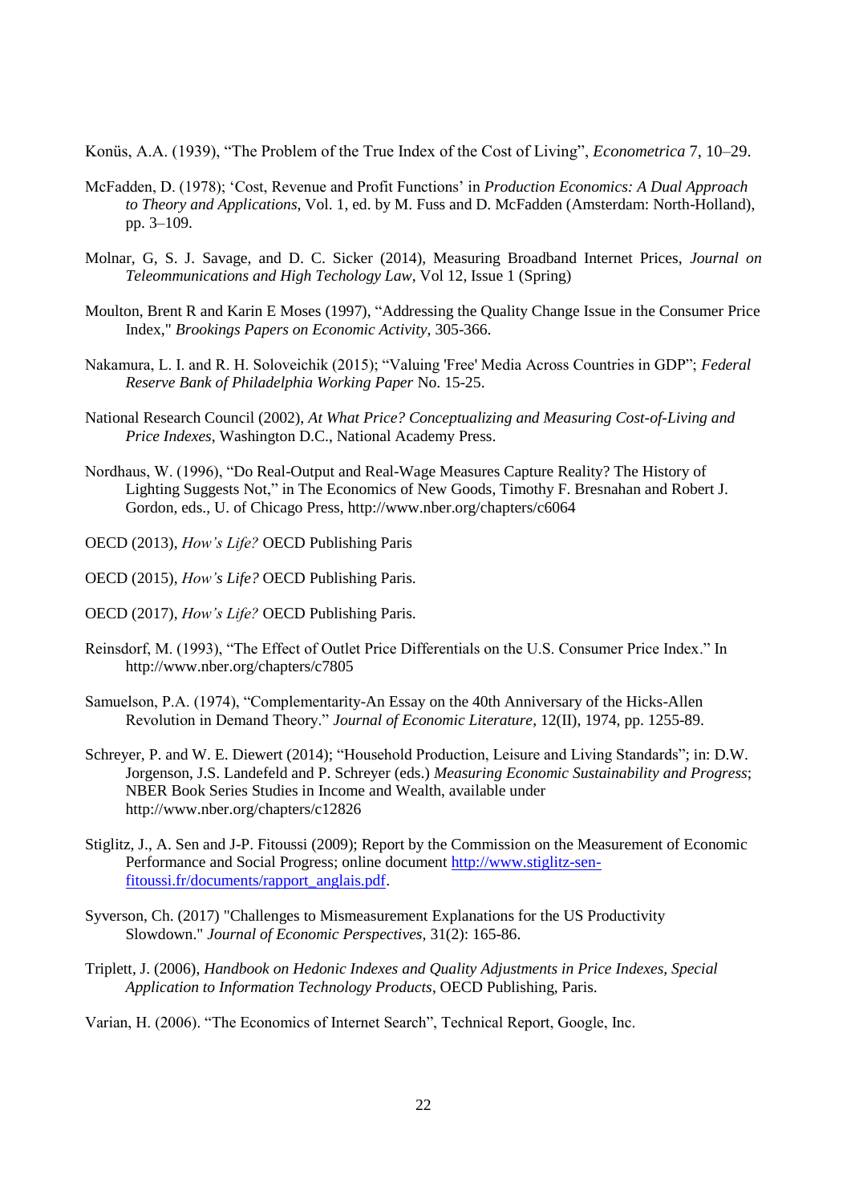Konüs, A.A. (1939), "The Problem of the True Index of the Cost of Living", *Econometrica* 7, 10–29.

McFadden, D. (1978); 'Cost, Revenue and Profit Functions' in *Production Economics: A Dual Approach to Theory and Applications*, Vol. 1, ed. by M. Fuss and D. McFadden (Amsterdam: North-Holland), pp. 3–109.

Molnar, G, S. J. Savage, and D. C. Sicker (2014), Measuring Broadband Internet Prices, *Journal on Teleommunications and High Techology Law*, Vol 12, Issue 1 (Spring)

Moulton, Brent R and Karin E Moses (1997), "Addressing the Quality Change Issue in the Consumer Price Index," *Brookings Papers on Economic Activity*, 305-366.

Nakamura, L. I. and R. H. Soloveichik (2015); "Valuing 'Free' Media Across Countries in GDP"; *Federal Reserve Bank of Philadelphia Working Paper* No. 15-25.

National Research Council (2002), *At What Price? Conceptualizing and Measuring Cost-of-Living and Price Indexes*, Washington D.C., National Academy Press.

Nordhaus, W. (1996), "Do Real-Output and Real-Wage Measures Capture Reality? The History of Lighting Suggests Not," in The Economics of New Goods, Timothy F. Bresnahan and Robert J. Gordon, eds., U. of Chicago Press, http://www.nber.org/chapters/c6064

OECD (2013), *How's Life?* OECD Publishing Paris

OECD (2015), *How's Life?* OECD Publishing Paris.

OECD (2017), *How's Life?* OECD Publishing Paris.

Reinsdorf, M. (1993), "The Effect of Outlet Price Differentials on the U.S. Consumer Price Index." In http://www.nber.org/chapters/c7805

Samuelson, P.A. (1974), "Complementarity-An Essay on the 40th Anniversary of the Hicks-Allen Revolution in Demand Theory." *Journal of Economic Literature*, 12(II), 1974, pp. 1255-89.

Schreyer, P. and W. E. Diewert (2014); "Household Production, Leisure and Living Standards"; in: D.W. Jorgenson, J.S. Landefeld and P. Schreyer (eds.) *Measuring Economic Sustainability and Progress*; NBER Book Series Studies in Income and Wealth, available under http://www.nber.org/chapters/c12826

Stiglitz, J., A. Sen and J-P. Fitoussi (2009); Report by the Commission on the Measurement of Economic Performance and Social Progress; online document http://www.stiglitz-sen-fitoussi.fr/documents/rapport_anglais.pdf.

Syverson, Ch. (2017) "Challenges to Mismeasurement Explanations for the US Productivity Slowdown." *Journal of Economic Perspectives*, 31(2): 165-86.

Triplett, J. (2006), *Handbook on Hedonic Indexes and Quality Adjustments in Price Indexes, Special Application to Information Technology Products*, OECD Publishing, Paris.

Varian, H. (2006). "The Economics of Internet Search", Technical Report, Google, Inc.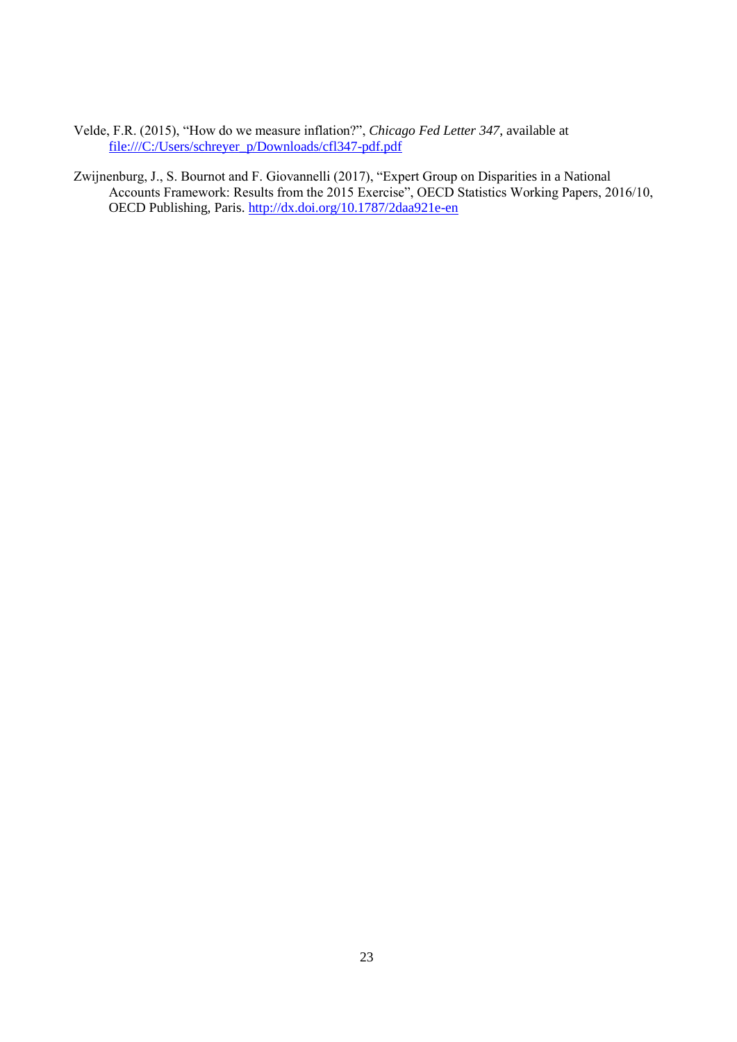Velde, F.R. (2015), "How do we measure inflation?", *Chicago Fed Letter 347*, available at file:///C:/Users/schreyer_p/Downloads/cfl347-pdf.pdf

Zwijnenburg, J., S. Bournot and F. Giovannelli (2017), "Expert Group on Disparities in a National Accounts Framework: Results from the 2015 Exercise", OECD Statistics Working Papers, 2016/10, OECD Publishing, Paris. http://dx.doi.org/10.1787/2daa921e-en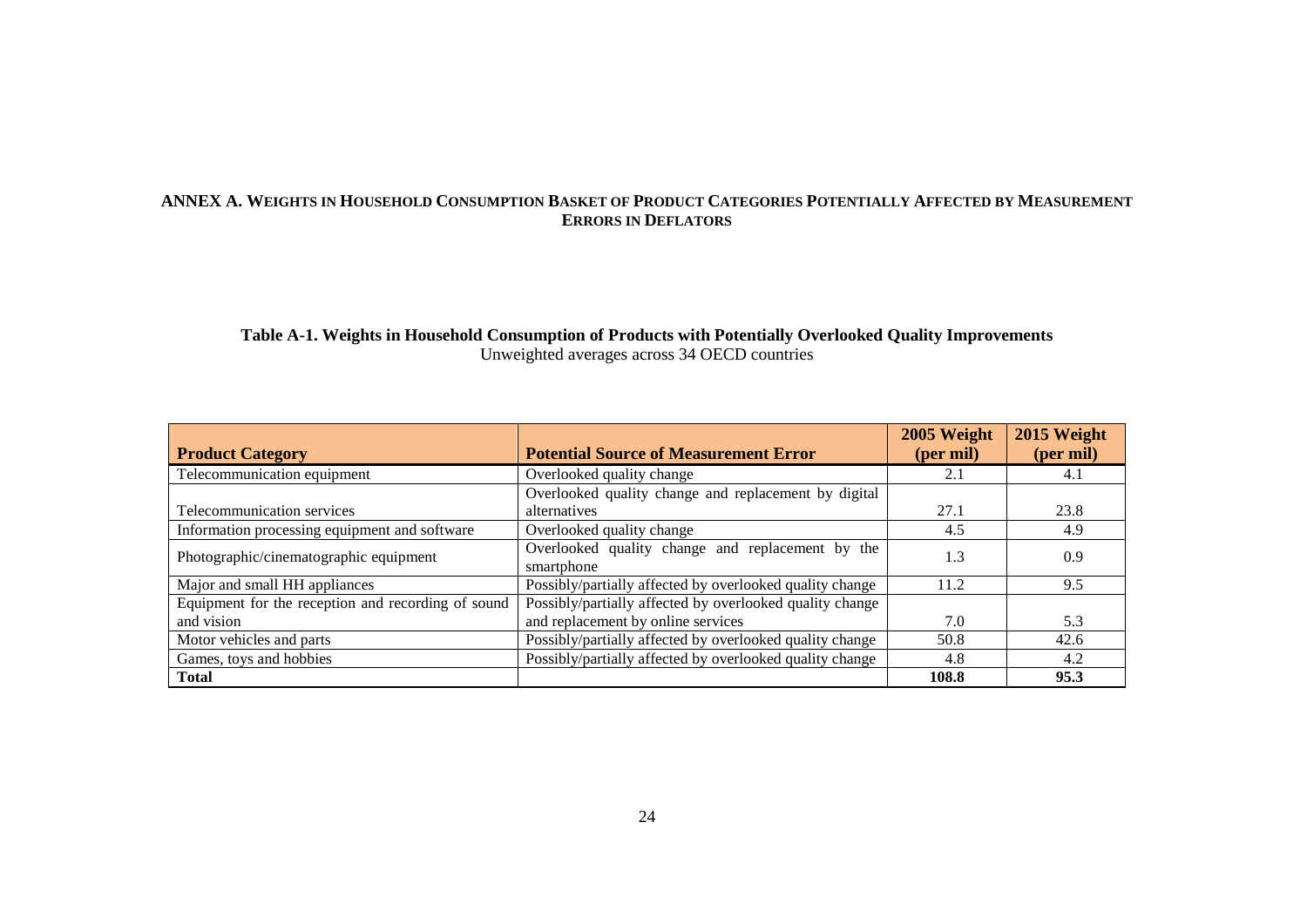## ANNEX A. WEIGHTS IN HOUSEHOLD CONSUMPTION BASKET OF PRODUCT CATEGORIES POTENTIALLY AFFECTED BY MEASUREMENT ERRORS IN DEFLATORS

**Table A-1. Weights in Household Consumption of Products with Potentially Overlooked Quality Improvements**

Unweighted averages across 34 OECD countries

| Product Category | Potential Source of Measurement Error | 2005 Weight (per mil) | 2015 Weight (per mil) |
|---|---|---|---|
| Telecommunication equipment | Overlooked quality change | 2.1 | 4.1 |
| Telecommunication services | Overlooked quality change and replacement by digital alternatives | 27.1 | 23.8 |
| Information processing equipment and software | Overlooked quality change | 4.5 | 4.9 |
| Photographic/cinematographic equipment | Overlooked quality change and replacement by the smartphone | 1.3 | 0.9 |
| Major and small HH appliances | Possibly/partially affected by overlooked quality change | 11.2 | 9.5 |
| Equipment for the reception and recording of sound and vision | Possibly/partially affected by overlooked quality change and replacement by online services | 7.0 | 5.3 |
| Motor vehicles and parts | Possibly/partially affected by overlooked quality change | 50.8 | 42.6 |
| Games, toys and hobbies | Possibly/partially affected by overlooked quality change | 4.8 | 4.2 |
| **Total** | | **108.8** | **95.3** |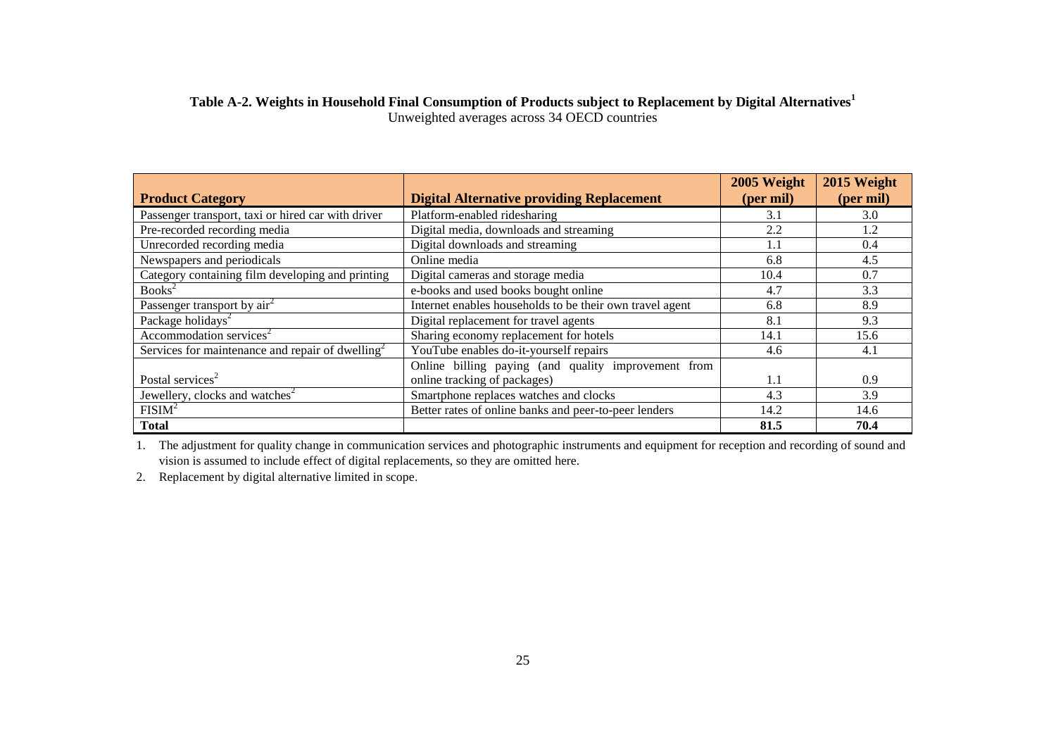**Table A-2. Weights in Household Final Consumption of Products subject to Replacement by Digital Alternatives[1]**
Unweighted averages across 34 OECD countries

| Product Category | Digital Alternative providing Replacement | 2005 Weight (per mil) | 2015 Weight (per mil) |
|---|---|---|---|
| Passenger transport, taxi or hired car with driver | Platform-enabled ridesharing | 3.1 | 3.0 |
| Pre-recorded recording media | Digital media, downloads and streaming | 2.2 | 1.2 |
| Unrecorded recording media | Digital downloads and streaming | 1.1 | 0.4 |
| Newspapers and periodicals | Online media | 6.8 | 4.5 |
| Category containing film developing and printing | Digital cameras and storage media | 10.4 | 0.7 |
| Books[2] | e-books and used books bought online | 4.7 | 3.3 |
| Passenger transport by air[2] | Internet enables households to be their own travel agent | 6.8 | 8.9 |
| Package holidays[2] | Digital replacement for travel agents | 8.1 | 9.3 |
| Accommodation services[2] | Sharing economy replacement for hotels | 14.1 | 15.6 |
| Services for maintenance and repair of dwelling[2] | YouTube enables do-it-yourself repairs | 4.6 | 4.1 |
| Postal services[2] | Online billing paying (and quality improvement from online tracking of packages) | 1.1 | 0.9 |
| Jewellery, clocks and watches[2] | Smartphone replaces watches and clocks | 4.3 | 3.9 |
| FISIM[2] | Better rates of online banks and peer-to-peer lenders | 14.2 | 14.6 |
| **Total** | | **81.5** | **70.4** |

1. The adjustment for quality change in communication services and photographic instruments and equipment for reception and recording of sound and vision is assumed to include effect of digital replacements, so they are omitted here.
2. Replacement by digital alternative limited in scope.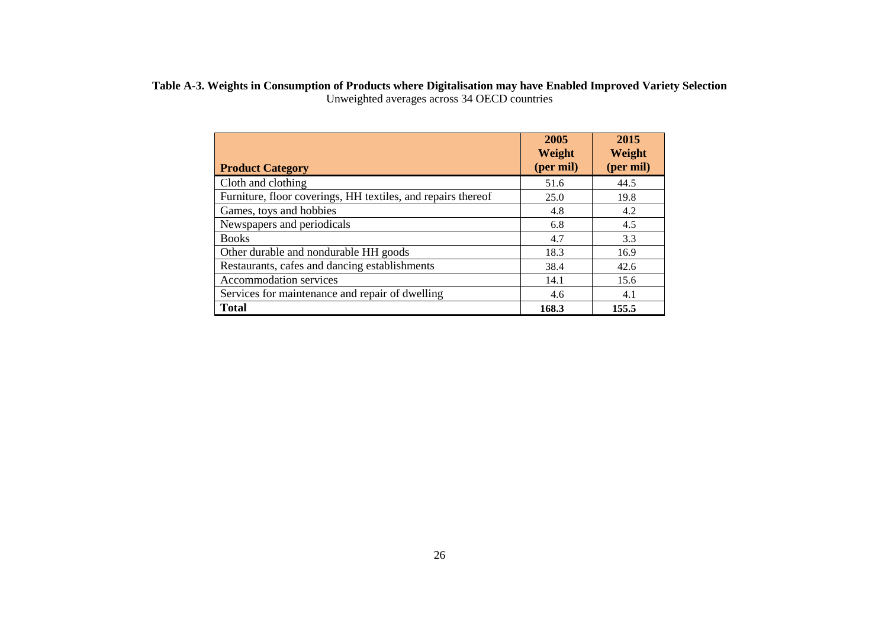**Table A-3. Weights in Consumption of Products where Digitalisation may have Enabled Improved Variety Selection**

Unweighted averages across 34 OECD countries

| Product Category | 2005 Weight (per mil) | 2015 Weight (per mil) |
|---|---|---|
| Cloth and clothing | 51.6 | 44.5 |
| Furniture, floor coverings, HH textiles, and repairs thereof | 25.0 | 19.8 |
| Games, toys and hobbies | 4.8 | 4.2 |
| Newspapers and periodicals | 6.8 | 4.5 |
| Books | 4.7 | 3.3 |
| Other durable and nondurable HH goods | 18.3 | 16.9 |
| Restaurants, cafes and dancing establishments | 38.4 | 42.6 |
| Accommodation services | 14.1 | 15.6 |
| Services for maintenance and repair of dwelling | 4.6 | 4.1 |
| **Total** | **168.3** | **155.5** |